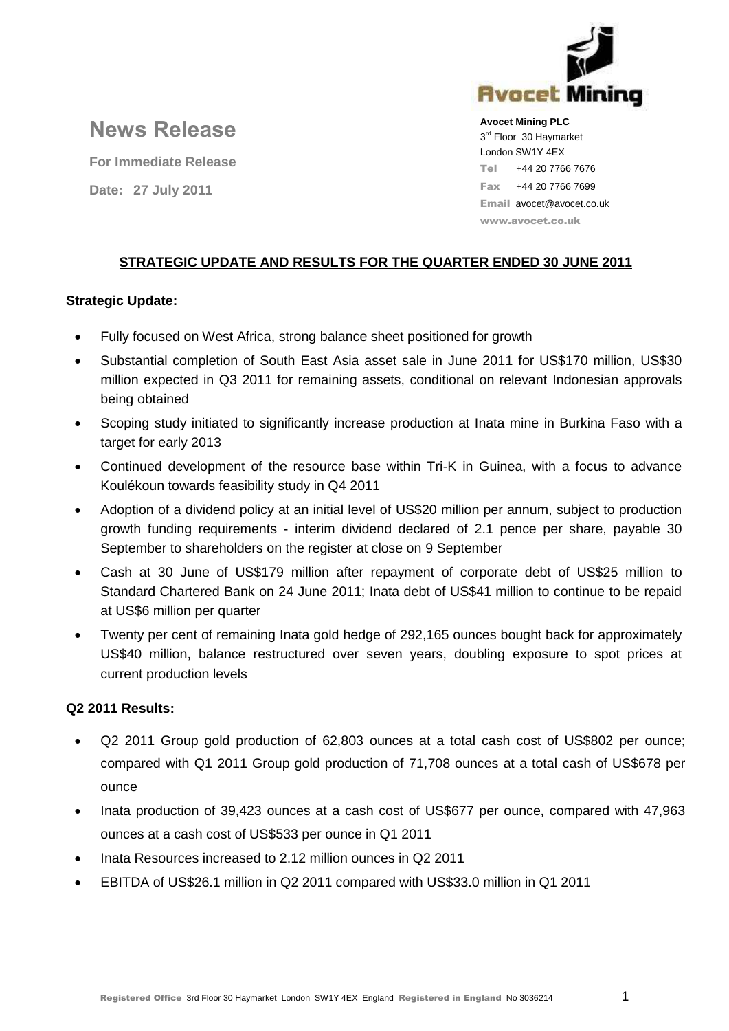# News Release

**For Immediate Release**

**Date: 27 July 2011**

**Avocet Mining PLC**
3rd Floor 30 Haymarket
London SW1Y 4EX
Tel +44 20 7766 7676
Fax +44 20 7766 7699
Email avocet@avocet.co.uk
www.avocet.co.uk

## STRATEGIC UPDATE AND RESULTS FOR THE QUARTER ENDED 30 JUNE 2011

### Strategic Update:

- Fully focused on West Africa, strong balance sheet positioned for growth
- Substantial completion of South East Asia asset sale in June 2011 for US$170 million, US$30 million expected in Q3 2011 for remaining assets, conditional on relevant Indonesian approvals being obtained
- Scoping study initiated to significantly increase production at Inata mine in Burkina Faso with a target for early 2013
- Continued development of the resource base within Tri-K in Guinea, with a focus to advance Koulékoun towards feasibility study in Q4 2011
- Adoption of a dividend policy at an initial level of US$20 million per annum, subject to production growth funding requirements - interim dividend declared of 2.1 pence per share, payable 30 September to shareholders on the register at close on 9 September
- Cash at 30 June of US$179 million after repayment of corporate debt of US$25 million to Standard Chartered Bank on 24 June 2011; Inata debt of US$41 million to continue to be repaid at US$6 million per quarter
- Twenty per cent of remaining Inata gold hedge of 292,165 ounces bought back for approximately US$40 million, balance restructured over seven years, doubling exposure to spot prices at current production levels

### Q2 2011 Results:

- Q2 2011 Group gold production of 62,803 ounces at a total cash cost of US$802 per ounce; compared with Q1 2011 Group gold production of 71,708 ounces at a total cash of US$678 per ounce
- Inata production of 39,423 ounces at a cash cost of US$677 per ounce, compared with 47,963 ounces at a cash cost of US$533 per ounce in Q1 2011
- Inata Resources increased to 2.12 million ounces in Q2 2011
- EBITDA of US$26.1 million in Q2 2011 compared with US$33.0 million in Q1 2011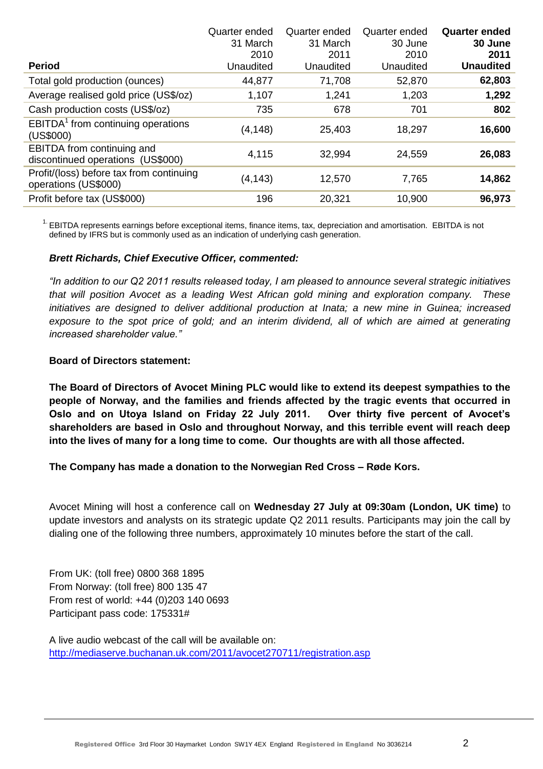| Period | Quarter ended 31 March 2010 Unaudited | Quarter ended 31 March 2011 Unaudited | Quarter ended 30 June 2010 Unaudited | **Quarter ended 30 June 2011 Unaudited** |
|---|---|---|---|---|
| Total gold production (ounces) | 44,877 | 71,708 | 52,870 | **62,803** |
| Average realised gold price (US$/oz) | 1,107 | 1,241 | 1,203 | **1,292** |
| Cash production costs (US$/oz) | 735 | 678 | 701 | **802** |
| EBITDA[1] from continuing operations (US$000) | (4,148) | 25,403 | 18,297 | **16,600** |
| EBITDA from continuing and discontinued operations (US$000) | 4,115 | 32,994 | 24,559 | **26,083** |
| Profit/(loss) before tax from continuing operations (US$000) | (4,143) | 12,570 | 7,765 | **14,862** |
| Profit before tax (US$000) | 196 | 20,321 | 10,900 | **96,973** |

[1.] EBITDA represents earnings before exceptional items, finance items, tax, depreciation and amortisation. EBITDA is not defined by IFRS but is commonly used as an indication of underlying cash generation.

***Brett Richards, Chief Executive Officer, commented:***

*"In addition to our Q2 2011 results released today, I am pleased to announce several strategic initiatives that will position Avocet as a leading West African gold mining and exploration company. These initiatives are designed to deliver additional production at Inata; a new mine in Guinea; increased exposure to the spot price of gold; and an interim dividend, all of which are aimed at generating increased shareholder value."*

**Board of Directors statement:**

**The Board of Directors of Avocet Mining PLC would like to extend its deepest sympathies to the people of Norway, and the families and friends affected by the tragic events that occurred in Oslo and on Utoya Island on Friday 22 July 2011. Over thirty five percent of Avocet's shareholders are based in Oslo and throughout Norway, and this terrible event will reach deep into the lives of many for a long time to come. Our thoughts are with all those affected.**

**The Company has made a donation to the Norwegian Red Cross – Røde Kors.**

Avocet Mining will host a conference call on **Wednesday 27 July at 09:30am (London, UK time)** to update investors and analysts on its strategic update Q2 2011 results. Participants may join the call by dialing one of the following three numbers, approximately 10 minutes before the start of the call.

From UK: (toll free) 0800 368 1895
From Norway: (toll free) 800 135 47
From rest of world: +44 (0)203 140 0693
Participant pass code: 175331#

A live audio webcast of the call will be available on:
http://mediaserve.buchanan.uk.com/2011/avocet270711/registration.asp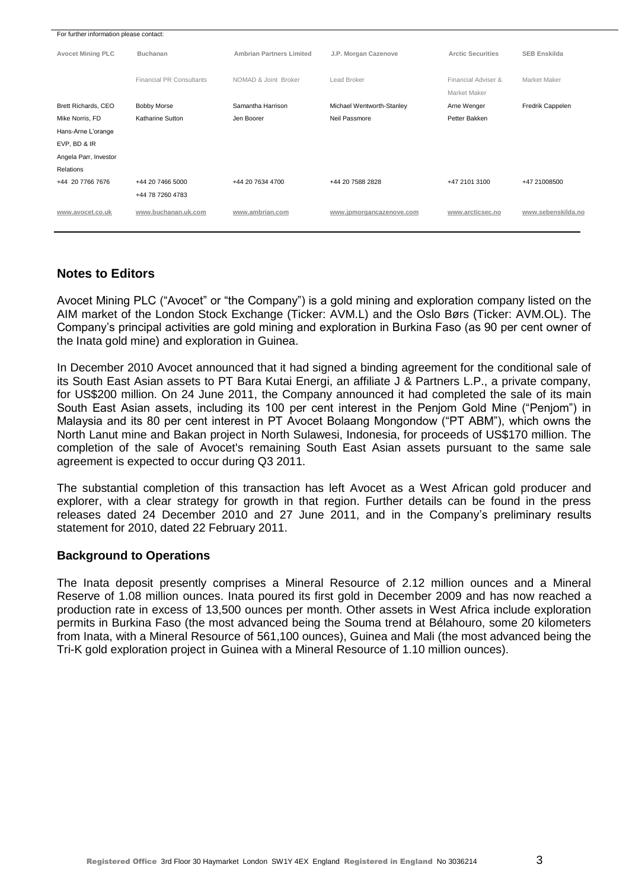For further information please contact:

| Avocet Mining PLC | Buchanan | Ambrian Partners Limited | J.P. Morgan Cazenove | Arctic Securities | SEB Enskilda |
|---|---|---|---|---|---|
| | Financial PR Consultants | NOMAD & Joint Broker | Lead Broker | Financial Adviser & Market Maker | Market Maker |
| Brett Richards, CEO | Bobby Morse | Samantha Harrison | Michael Wentworth-Stanley | Arne Wenger | Fredrik Cappelen |
| Mike Norris, FD | Katharine Sutton | Jen Boorer | Neil Passmore | Petter Bakken | |
| Hans-Arne L'orange EVP, BD & IR | | | | | |
| Angela Parr, Investor Relations | | | | | |
| +44 20 7766 7676 | +44 20 7466 5000<br>+44 78 7260 4783 | +44 20 7634 4700 | +44 20 7588 2828 | +47 2101 3100 | +47 21008500 |
| www.avocet.co.uk | www.buchanan.uk.com | www.ambrian.com | www.jpmorgancazenove.com | www.arcticsec.no | www.sebenskilda.no |

## Notes to Editors

Avocet Mining PLC ("Avocet" or "the Company") is a gold mining and exploration company listed on the AIM market of the London Stock Exchange (Ticker: AVM.L) and the Oslo Børs (Ticker: AVM.OL). The Company's principal activities are gold mining and exploration in Burkina Faso (as 90 per cent owner of the Inata gold mine) and exploration in Guinea.

In December 2010 Avocet announced that it had signed a binding agreement for the conditional sale of its South East Asian assets to PT Bara Kutai Energi, an affiliate J & Partners L.P., a private company, for US$200 million. On 24 June 2011, the Company announced it had completed the sale of its main South East Asian assets, including its 100 per cent interest in the Penjom Gold Mine ("Penjom") in Malaysia and its 80 per cent interest in PT Avocet Bolaang Mongondow ("PT ABM"), which owns the North Lanut mine and Bakan project in North Sulawesi, Indonesia, for proceeds of US$170 million. The completion of the sale of Avocet's remaining South East Asian assets pursuant to the same sale agreement is expected to occur during Q3 2011.

The substantial completion of this transaction has left Avocet as a West African gold producer and explorer, with a clear strategy for growth in that region. Further details can be found in the press releases dated 24 December 2010 and 27 June 2011, and in the Company's preliminary results statement for 2010, dated 22 February 2011.

## Background to Operations

The Inata deposit presently comprises a Mineral Resource of 2.12 million ounces and a Mineral Reserve of 1.08 million ounces. Inata poured its first gold in December 2009 and has now reached a production rate in excess of 13,500 ounces per month. Other assets in West Africa include exploration permits in Burkina Faso (the most advanced being the Souma trend at Bélahouro, some 20 kilometers from Inata, with a Mineral Resource of 561,100 ounces), Guinea and Mali (the most advanced being the Tri-K gold exploration project in Guinea with a Mineral Resource of 1.10 million ounces).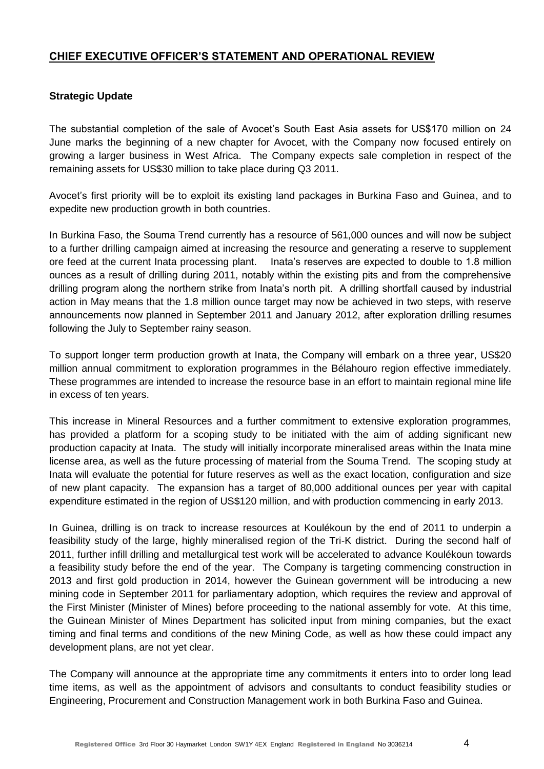## CHIEF EXECUTIVE OFFICER'S STATEMENT AND OPERATIONAL REVIEW

### Strategic Update

The substantial completion of the sale of Avocet's South East Asia assets for US$170 million on 24 June marks the beginning of a new chapter for Avocet, with the Company now focused entirely on growing a larger business in West Africa. The Company expects sale completion in respect of the remaining assets for US$30 million to take place during Q3 2011.

Avocet's first priority will be to exploit its existing land packages in Burkina Faso and Guinea, and to expedite new production growth in both countries.

In Burkina Faso, the Souma Trend currently has a resource of 561,000 ounces and will now be subject to a further drilling campaign aimed at increasing the resource and generating a reserve to supplement ore feed at the current Inata processing plant. Inata's reserves are expected to double to 1.8 million ounces as a result of drilling during 2011, notably within the existing pits and from the comprehensive drilling program along the northern strike from Inata's north pit. A drilling shortfall caused by industrial action in May means that the 1.8 million ounce target may now be achieved in two steps, with reserve announcements now planned in September 2011 and January 2012, after exploration drilling resumes following the July to September rainy season.

To support longer term production growth at Inata, the Company will embark on a three year, US$20 million annual commitment to exploration programmes in the Bélahouro region effective immediately. These programmes are intended to increase the resource base in an effort to maintain regional mine life in excess of ten years.

This increase in Mineral Resources and a further commitment to extensive exploration programmes, has provided a platform for a scoping study to be initiated with the aim of adding significant new production capacity at Inata. The study will initially incorporate mineralised areas within the Inata mine license area, as well as the future processing of material from the Souma Trend. The scoping study at Inata will evaluate the potential for future reserves as well as the exact location, configuration and size of new plant capacity. The expansion has a target of 80,000 additional ounces per year with capital expenditure estimated in the region of US$120 million, and with production commencing in early 2013.

In Guinea, drilling is on track to increase resources at Koulékoun by the end of 2011 to underpin a feasibility study of the large, highly mineralised region of the Tri-K district. During the second half of 2011, further infill drilling and metallurgical test work will be accelerated to advance Koulékoun towards a feasibility study before the end of the year. The Company is targeting commencing construction in 2013 and first gold production in 2014, however the Guinean government will be introducing a new mining code in September 2011 for parliamentary adoption, which requires the review and approval of the First Minister (Minister of Mines) before proceeding to the national assembly for vote. At this time, the Guinean Minister of Mines Department has solicited input from mining companies, but the exact timing and final terms and conditions of the new Mining Code, as well as how these could impact any development plans, are not yet clear.

The Company will announce at the appropriate time any commitments it enters into to order long lead time items, as well as the appointment of advisors and consultants to conduct feasibility studies or Engineering, Procurement and Construction Management work in both Burkina Faso and Guinea.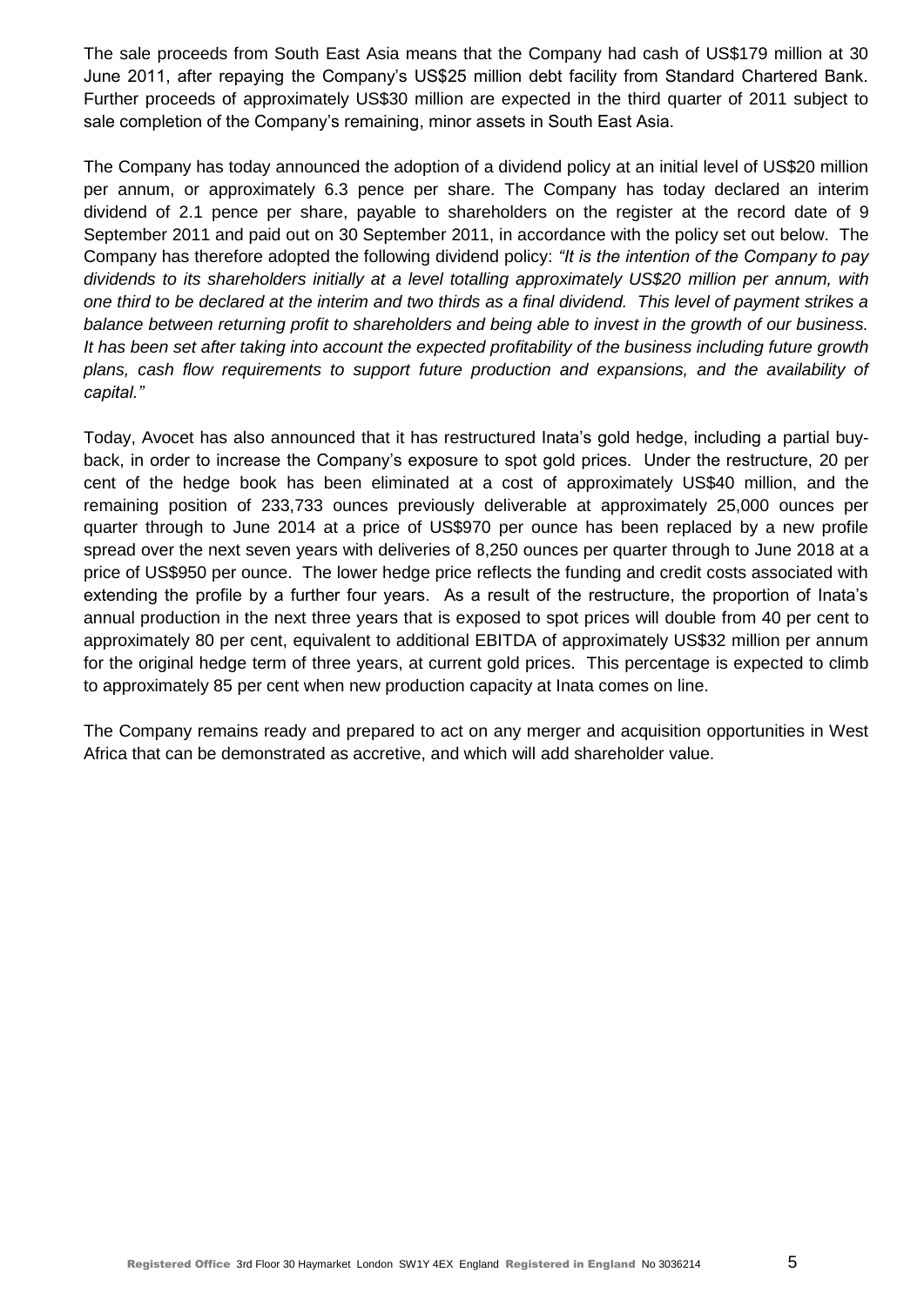The sale proceeds from South East Asia means that the Company had cash of US$179 million at 30 June 2011, after repaying the Company's US$25 million debt facility from Standard Chartered Bank. Further proceeds of approximately US$30 million are expected in the third quarter of 2011 subject to sale completion of the Company's remaining, minor assets in South East Asia.

The Company has today announced the adoption of a dividend policy at an initial level of US$20 million per annum, or approximately 6.3 pence per share. The Company has today declared an interim dividend of 2.1 pence per share, payable to shareholders on the register at the record date of 9 September 2011 and paid out on 30 September 2011, in accordance with the policy set out below. The Company has therefore adopted the following dividend policy: *"It is the intention of the Company to pay dividends to its shareholders initially at a level totalling approximately US$20 million per annum, with one third to be declared at the interim and two thirds as a final dividend. This level of payment strikes a balance between returning profit to shareholders and being able to invest in the growth of our business. It has been set after taking into account the expected profitability of the business including future growth plans, cash flow requirements to support future production and expansions, and the availability of capital."*

Today, Avocet has also announced that it has restructured Inata's gold hedge, including a partial buy-back, in order to increase the Company's exposure to spot gold prices. Under the restructure, 20 per cent of the hedge book has been eliminated at a cost of approximately US$40 million, and the remaining position of 233,733 ounces previously deliverable at approximately 25,000 ounces per quarter through to June 2014 at a price of US$970 per ounce has been replaced by a new profile spread over the next seven years with deliveries of 8,250 ounces per quarter through to June 2018 at a price of US$950 per ounce. The lower hedge price reflects the funding and credit costs associated with extending the profile by a further four years. As a result of the restructure, the proportion of Inata's annual production in the next three years that is exposed to spot prices will double from 40 per cent to approximately 80 per cent, equivalent to additional EBITDA of approximately US$32 million per annum for the original hedge term of three years, at current gold prices. This percentage is expected to climb to approximately 85 per cent when new production capacity at Inata comes on line.

The Company remains ready and prepared to act on any merger and acquisition opportunities in West Africa that can be demonstrated as accretive, and which will add shareholder value.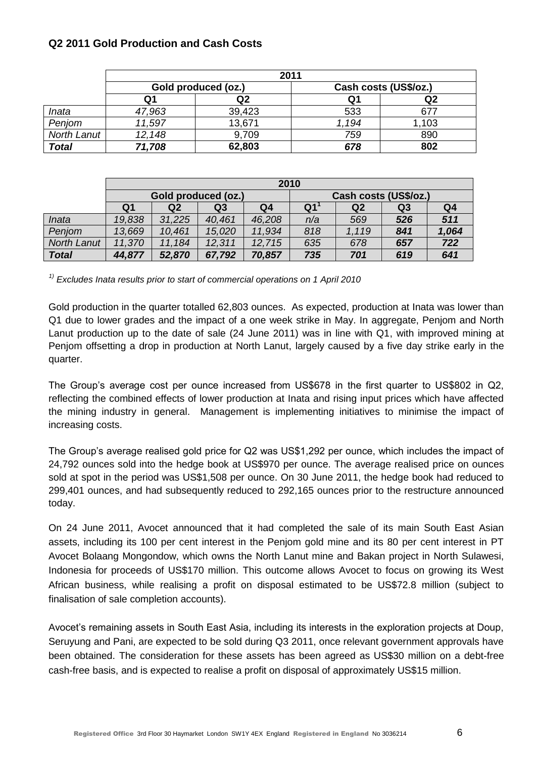### Q2 2011 Gold Production and Cash Costs

| | 2011 | | | |
|---|---|---|---|---|
| | Gold produced (oz.) | | Cash costs (US$/oz.) | |
| | Q1 | Q2 | Q1 | Q2 |
| *Inata* | *47,963* | 39,423 | *533* | 677 |
| *Penjom* | *11,597* | 13,671 | *1,194* | 1,103 |
| *North Lanut* | *12,148* | 9,709 | *759* | 890 |
| ***Total*** | ***71,708*** | **62,803** | ***678*** | **802** |

| | 2010 | | | | | | | |
|---|---|---|---|---|---|---|---|---|
| | Gold produced (oz.) | | | | Cash costs (US$/oz.) | | | |
| | Q1 | Q2 | Q3 | Q4 | Q1[1] | Q2 | Q3 | Q4 |
| *Inata* | *19,838* | *31,225* | *40,461* | *46,208* | *n/a* | *569* | ***526*** | ***511*** |
| *Penjom* | *13,669* | *10,461* | *15,020* | *11,934* | *818* | *1,119* | ***841*** | ***1,064*** |
| *North Lanut* | *11,370* | *11,184* | *12,311* | *12,715* | *635* | *678* | ***657*** | ***722*** |
| ***Total*** | ***44,877*** | ***52,870*** | ***67,792*** | ***70,857*** | ***735*** | ***701*** | ***619*** | ***641*** |

*[1] Excludes Inata results prior to start of commercial operations on 1 April 2010*

Gold production in the quarter totalled 62,803 ounces. As expected, production at Inata was lower than Q1 due to lower grades and the impact of a one week strike in May. In aggregate, Penjom and North Lanut production up to the date of sale (24 June 2011) was in line with Q1, with improved mining at Penjom offsetting a drop in production at North Lanut, largely caused by a five day strike early in the quarter.

The Group's average cost per ounce increased from US$678 in the first quarter to US$802 in Q2, reflecting the combined effects of lower production at Inata and rising input prices which have affected the mining industry in general. Management is implementing initiatives to minimise the impact of increasing costs.

The Group's average realised gold price for Q2 was US$1,292 per ounce, which includes the impact of 24,792 ounces sold into the hedge book at US$970 per ounce. The average realised price on ounces sold at spot in the period was US$1,508 per ounce. On 30 June 2011, the hedge book had reduced to 299,401 ounces, and had subsequently reduced to 292,165 ounces prior to the restructure announced today.

On 24 June 2011, Avocet announced that it had completed the sale of its main South East Asian assets, including its 100 per cent interest in the Penjom gold mine and its 80 per cent interest in PT Avocet Bolaang Mongondow, which owns the North Lanut mine and Bakan project in North Sulawesi, Indonesia for proceeds of US$170 million. This outcome allows Avocet to focus on growing its West African business, while realising a profit on disposal estimated to be US$72.8 million (subject to finalisation of sale completion accounts).

Avocet's remaining assets in South East Asia, including its interests in the exploration projects at Doup, Seruyung and Pani, are expected to be sold during Q3 2011, once relevant government approvals have been obtained. The consideration for these assets has been agreed as US$30 million on a debt-free cash-free basis, and is expected to realise a profit on disposal of approximately US$15 million.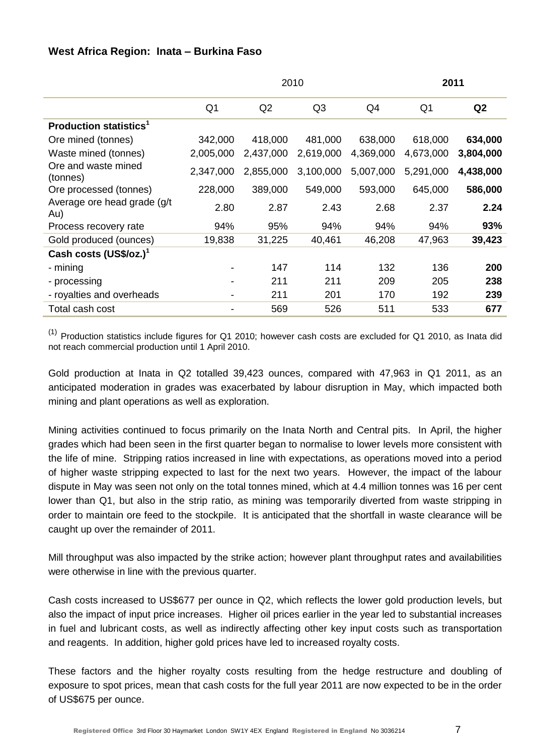## West Africa Region: Inata – Burkina Faso

| | 2010 | | | | **2011** | |
|---|---|---|---|---|---|---|
| | Q1 | Q2 | Q3 | Q4 | Q1 | **Q2** |
| **Production statistics[1]** | | | | | | |
| Ore mined (tonnes) | 342,000 | 418,000 | 481,000 | 638,000 | 618,000 | **634,000** |
| Waste mined (tonnes) | 2,005,000 | 2,437,000 | 2,619,000 | 4,369,000 | 4,673,000 | **3,804,000** |
| Ore and waste mined (tonnes) | 2,347,000 | 2,855,000 | 3,100,000 | 5,007,000 | 5,291,000 | **4,438,000** |
| Ore processed (tonnes) | 228,000 | 389,000 | 549,000 | 593,000 | 645,000 | **586,000** |
| Average ore head grade (g/t Au) | 2.80 | 2.87 | 2.43 | 2.68 | 2.37 | **2.24** |
| Process recovery rate | 94% | 95% | 94% | 94% | 94% | **93%** |
| Gold produced (ounces) | 19,838 | 31,225 | 40,461 | 46,208 | 47,963 | **39,423** |
| **Cash costs (US$/oz.)[1]** | | | | | | |
| - mining | - | 147 | 114 | 132 | 136 | **200** |
| - processing | - | 211 | 211 | 209 | 205 | **238** |
| - royalties and overheads | - | 211 | 201 | 170 | 192 | **239** |
| Total cash cost | - | 569 | 526 | 511 | 533 | **677** |

(1) Production statistics include figures for Q1 2010; however cash costs are excluded for Q1 2010, as Inata did not reach commercial production until 1 April 2010.

Gold production at Inata in Q2 totalled 39,423 ounces, compared with 47,963 in Q1 2011, as an anticipated moderation in grades was exacerbated by labour disruption in May, which impacted both mining and plant operations as well as exploration.

Mining activities continued to focus primarily on the Inata North and Central pits. In April, the higher grades which had been seen in the first quarter began to normalise to lower levels more consistent with the life of mine. Stripping ratios increased in line with expectations, as operations moved into a period of higher waste stripping expected to last for the next two years. However, the impact of the labour dispute in May was seen not only on the total tonnes mined, which at 4.4 million tonnes was 16 per cent lower than Q1, but also in the strip ratio, as mining was temporarily diverted from waste stripping in order to maintain ore feed to the stockpile. It is anticipated that the shortfall in waste clearance will be caught up over the remainder of 2011.

Mill throughput was also impacted by the strike action; however plant throughput rates and availabilities were otherwise in line with the previous quarter.

Cash costs increased to US$677 per ounce in Q2, which reflects the lower gold production levels, but also the impact of input price increases. Higher oil prices earlier in the year led to substantial increases in fuel and lubricant costs, as well as indirectly affecting other key input costs such as transportation and reagents. In addition, higher gold prices have led to increased royalty costs.

These factors and the higher royalty costs resulting from the hedge restructure and doubling of exposure to spot prices, mean that cash costs for the full year 2011 are now expected to be in the order of US$675 per ounce.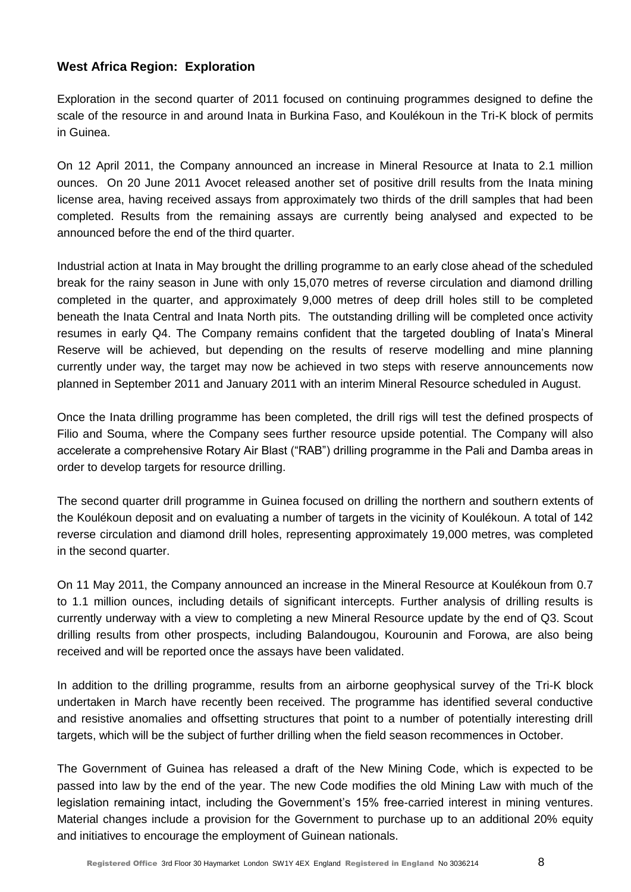## West Africa Region: Exploration

Exploration in the second quarter of 2011 focused on continuing programmes designed to define the scale of the resource in and around Inata in Burkina Faso, and Koulékoun in the Tri-K block of permits in Guinea.

On 12 April 2011, the Company announced an increase in Mineral Resource at Inata to 2.1 million ounces. On 20 June 2011 Avocet released another set of positive drill results from the Inata mining license area, having received assays from approximately two thirds of the drill samples that had been completed. Results from the remaining assays are currently being analysed and expected to be announced before the end of the third quarter.

Industrial action at Inata in May brought the drilling programme to an early close ahead of the scheduled break for the rainy season in June with only 15,070 metres of reverse circulation and diamond drilling completed in the quarter, and approximately 9,000 metres of deep drill holes still to be completed beneath the Inata Central and Inata North pits. The outstanding drilling will be completed once activity resumes in early Q4. The Company remains confident that the targeted doubling of Inata's Mineral Reserve will be achieved, but depending on the results of reserve modelling and mine planning currently under way, the target may now be achieved in two steps with reserve announcements now planned in September 2011 and January 2011 with an interim Mineral Resource scheduled in August.

Once the Inata drilling programme has been completed, the drill rigs will test the defined prospects of Filio and Souma, where the Company sees further resource upside potential. The Company will also accelerate a comprehensive Rotary Air Blast ("RAB") drilling programme in the Pali and Damba areas in order to develop targets for resource drilling.

The second quarter drill programme in Guinea focused on drilling the northern and southern extents of the Koulékoun deposit and on evaluating a number of targets in the vicinity of Koulékoun. A total of 142 reverse circulation and diamond drill holes, representing approximately 19,000 metres, was completed in the second quarter.

On 11 May 2011, the Company announced an increase in the Mineral Resource at Koulékoun from 0.7 to 1.1 million ounces, including details of significant intercepts. Further analysis of drilling results is currently underway with a view to completing a new Mineral Resource update by the end of Q3. Scout drilling results from other prospects, including Balandougou, Kourounin and Forowa, are also being received and will be reported once the assays have been validated.

In addition to the drilling programme, results from an airborne geophysical survey of the Tri-K block undertaken in March have recently been received. The programme has identified several conductive and resistive anomalies and offsetting structures that point to a number of potentially interesting drill targets, which will be the subject of further drilling when the field season recommences in October.

The Government of Guinea has released a draft of the New Mining Code, which is expected to be passed into law by the end of the year. The new Code modifies the old Mining Law with much of the legislation remaining intact, including the Government's 15% free-carried interest in mining ventures. Material changes include a provision for the Government to purchase up to an additional 20% equity and initiatives to encourage the employment of Guinean nationals.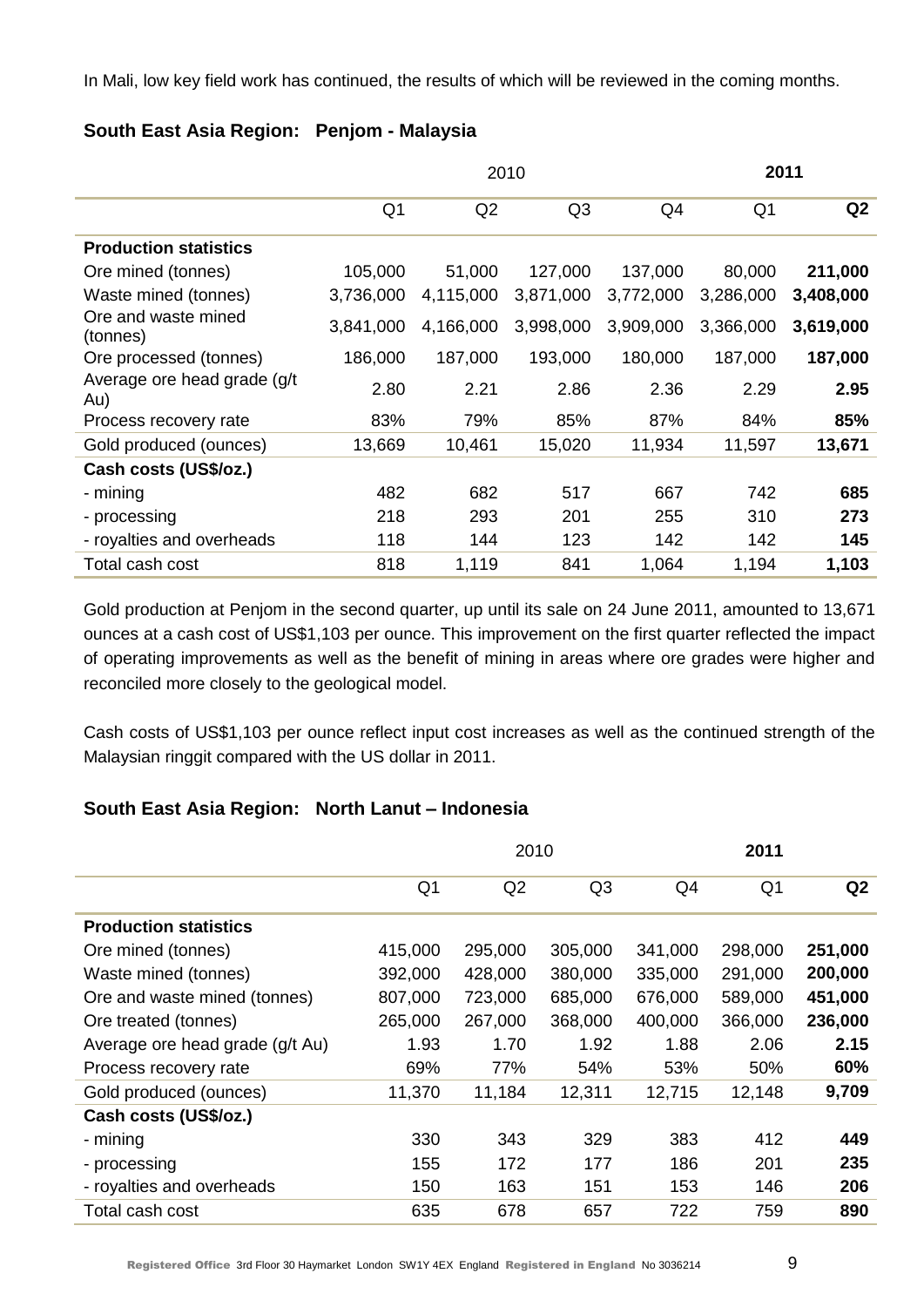In Mali, low key field work has continued, the results of which will be reviewed in the coming months.

## South East Asia Region: Penjom - Malaysia

| | 2010 | | | | 2011 | |
|---|---|---|---|---|---|---|
| | Q1 | Q2 | Q3 | Q4 | Q1 | **Q2** |
| **Production statistics** | | | | | | |
| Ore mined (tonnes) | 105,000 | 51,000 | 127,000 | 137,000 | 80,000 | **211,000** |
| Waste mined (tonnes) | 3,736,000 | 4,115,000 | 3,871,000 | 3,772,000 | 3,286,000 | **3,408,000** |
| Ore and waste mined (tonnes) | 3,841,000 | 4,166,000 | 3,998,000 | 3,909,000 | 3,366,000 | **3,619,000** |
| Ore processed (tonnes) | 186,000 | 187,000 | 193,000 | 180,000 | 187,000 | **187,000** |
| Average ore head grade (g/t Au) | 2.80 | 2.21 | 2.86 | 2.36 | 2.29 | **2.95** |
| Process recovery rate | 83% | 79% | 85% | 87% | 84% | **85%** |
| Gold produced (ounces) | 13,669 | 10,461 | 15,020 | 11,934 | 11,597 | **13,671** |
| **Cash costs (US$/oz.)** | | | | | | |
| - mining | 482 | 682 | 517 | 667 | 742 | **685** |
| - processing | 218 | 293 | 201 | 255 | 310 | **273** |
| - royalties and overheads | 118 | 144 | 123 | 142 | 142 | **145** |
| Total cash cost | 818 | 1,119 | 841 | 1,064 | 1,194 | **1,103** |

Gold production at Penjom in the second quarter, up until its sale on 24 June 2011, amounted to 13,671 ounces at a cash cost of US$1,103 per ounce. This improvement on the first quarter reflected the impact of operating improvements as well as the benefit of mining in areas where ore grades were higher and reconciled more closely to the geological model.

Cash costs of US$1,103 per ounce reflect input cost increases as well as the continued strength of the Malaysian ringgit compared with the US dollar in 2011.

## South East Asia Region: North Lanut – Indonesia

| | 2010 | | | | 2011 | |
|---|---|---|---|---|---|---|
| | Q1 | Q2 | Q3 | Q4 | Q1 | **Q2** |
| **Production statistics** | | | | | | |
| Ore mined (tonnes) | 415,000 | 295,000 | 305,000 | 341,000 | 298,000 | **251,000** |
| Waste mined (tonnes) | 392,000 | 428,000 | 380,000 | 335,000 | 291,000 | **200,000** |
| Ore and waste mined (tonnes) | 807,000 | 723,000 | 685,000 | 676,000 | 589,000 | **451,000** |
| Ore treated (tonnes) | 265,000 | 267,000 | 368,000 | 400,000 | 366,000 | **236,000** |
| Average ore head grade (g/t Au) | 1.93 | 1.70 | 1.92 | 1.88 | 2.06 | **2.15** |
| Process recovery rate | 69% | 77% | 54% | 53% | 50% | **60%** |
| Gold produced (ounces) | 11,370 | 11,184 | 12,311 | 12,715 | 12,148 | **9,709** |
| **Cash costs (US$/oz.)** | | | | | | |
| - mining | 330 | 343 | 329 | 383 | 412 | **449** |
| - processing | 155 | 172 | 177 | 186 | 201 | **235** |
| - royalties and overheads | 150 | 163 | 151 | 153 | 146 | **206** |
| Total cash cost | 635 | 678 | 657 | 722 | 759 | **890** |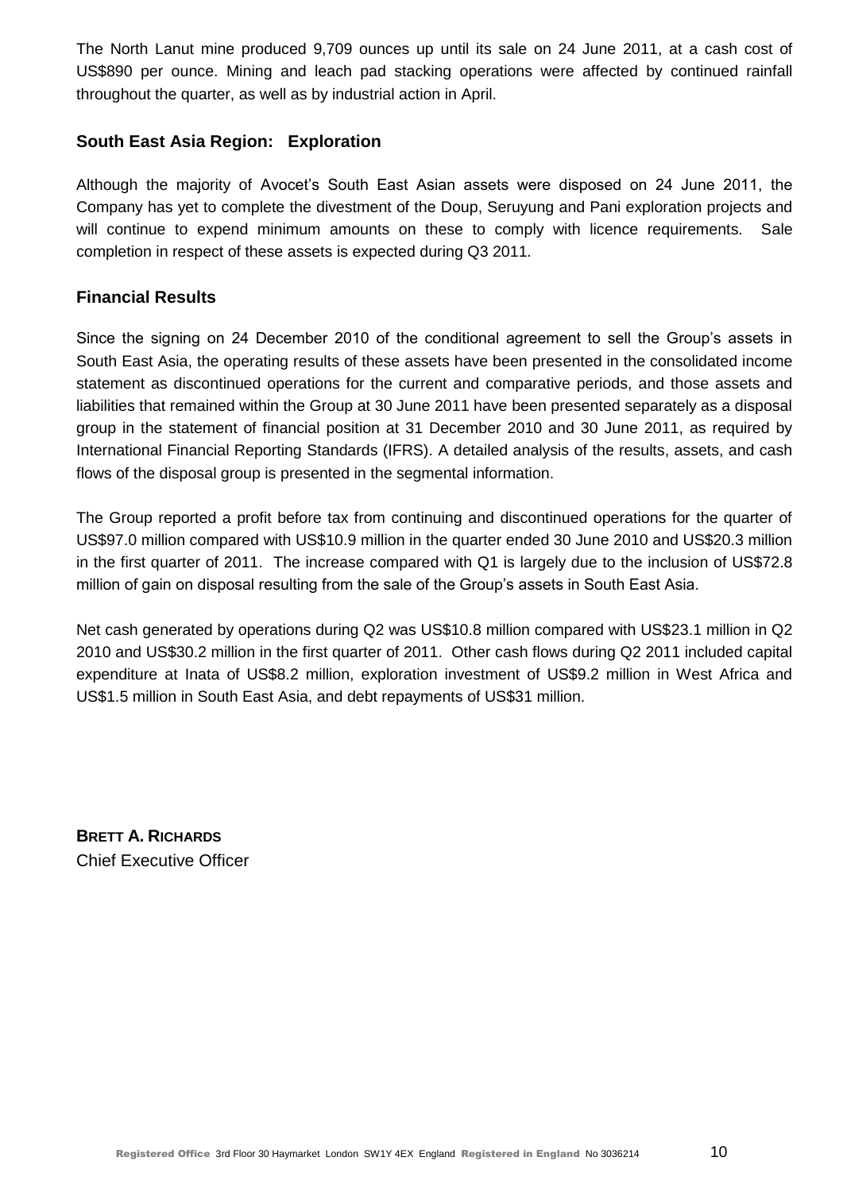The North Lanut mine produced 9,709 ounces up until its sale on 24 June 2011, at a cash cost of US$890 per ounce. Mining and leach pad stacking operations were affected by continued rainfall throughout the quarter, as well as by industrial action in April.

### South East Asia Region: Exploration

Although the majority of Avocet's South East Asian assets were disposed on 24 June 2011, the Company has yet to complete the divestment of the Doup, Seruyung and Pani exploration projects and will continue to expend minimum amounts on these to comply with licence requirements. Sale completion in respect of these assets is expected during Q3 2011.

### Financial Results

Since the signing on 24 December 2010 of the conditional agreement to sell the Group's assets in South East Asia, the operating results of these assets have been presented in the consolidated income statement as discontinued operations for the current and comparative periods, and those assets and liabilities that remained within the Group at 30 June 2011 have been presented separately as a disposal group in the statement of financial position at 31 December 2010 and 30 June 2011, as required by International Financial Reporting Standards (IFRS). A detailed analysis of the results, assets, and cash flows of the disposal group is presented in the segmental information.

The Group reported a profit before tax from continuing and discontinued operations for the quarter of US$97.0 million compared with US$10.9 million in the quarter ended 30 June 2010 and US$20.3 million in the first quarter of 2011. The increase compared with Q1 is largely due to the inclusion of US$72.8 million of gain on disposal resulting from the sale of the Group's assets in South East Asia.

Net cash generated by operations during Q2 was US$10.8 million compared with US$23.1 million in Q2 2010 and US$30.2 million in the first quarter of 2011. Other cash flows during Q2 2011 included capital expenditure at Inata of US$8.2 million, exploration investment of US$9.2 million in West Africa and US$1.5 million in South East Asia, and debt repayments of US$31 million.

**BRETT A. RICHARDS**
Chief Executive Officer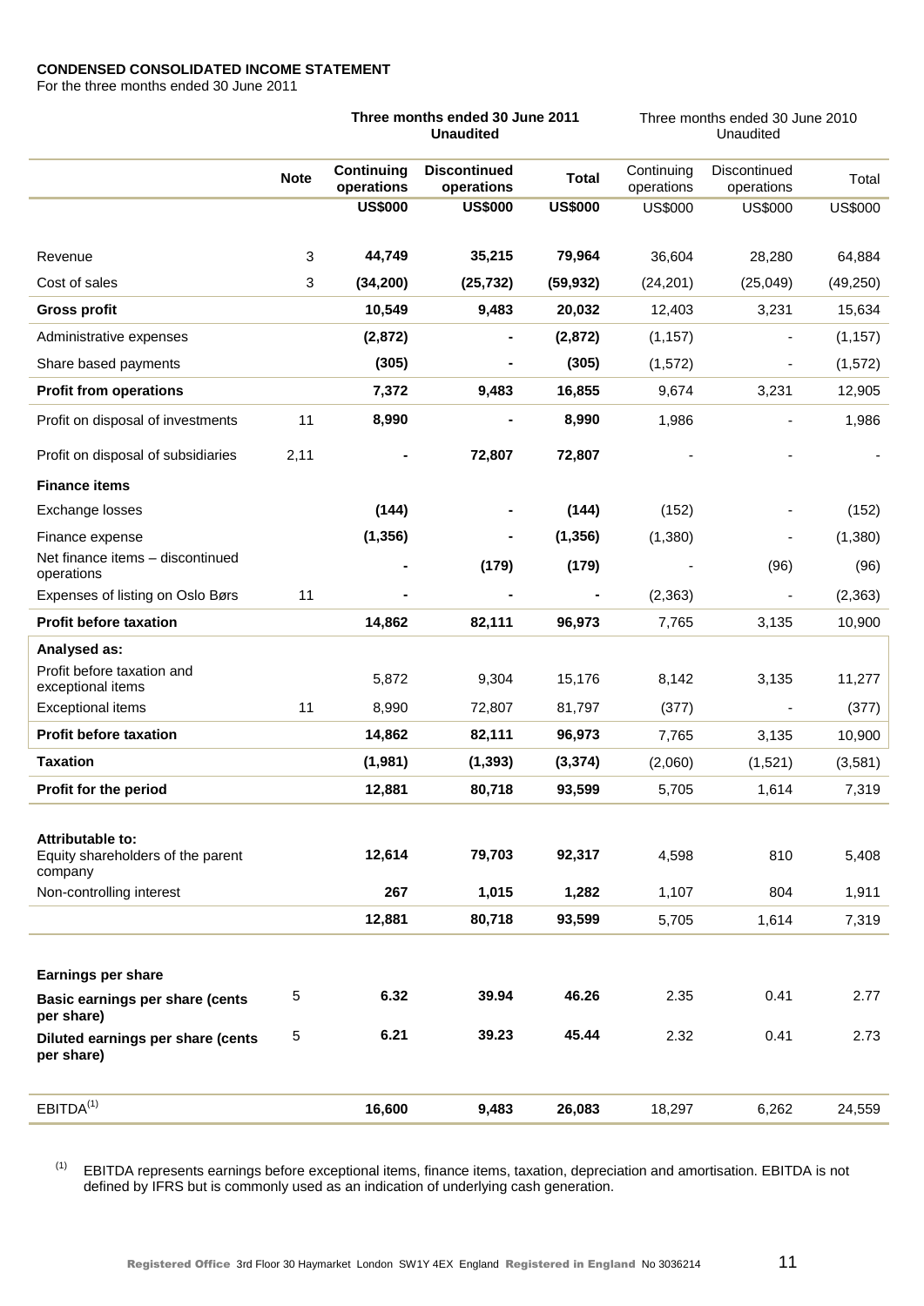**CONDENSED CONSOLIDATED INCOME STATEMENT**
For the three months ended 30 June 2011

| | Note | **Three months ended 30 June 2011 Unaudited** | | | Three months ended 30 June 2010 Unaudited | | |
|---|---|---|---|---|---|---|---|
| | | **Continuing operations** | **Discontinued operations** | **Total** | Continuing operations | Discontinued operations | Total |
| | | **US$000** | **US$000** | **US$000** | US$000 | US$000 | US$000 |
| Revenue | 3 | **44,749** | **35,215** | **79,964** | 36,604 | 28,280 | 64,884 |
| Cost of sales | 3 | **(34,200)** | **(25,732)** | **(59,932)** | (24,201) | (25,049) | (49,250) |
| **Gross profit** | | **10,549** | **9,483** | **20,032** | 12,403 | 3,231 | 15,634 |
| Administrative expenses | | **(2,872)** | **-** | **(2,872)** | (1,157) | - | (1,157) |
| Share based payments | | **(305)** | **-** | **(305)** | (1,572) | - | (1,572) |
| **Profit from operations** | | **7,372** | **9,483** | **16,855** | 9,674 | 3,231 | 12,905 |
| Profit on disposal of investments | 11 | **8,990** | **-** | **8,990** | 1,986 | - | 1,986 |
| Profit on disposal of subsidiaries | 2,11 | **-** | **72,807** | **72,807** | - | - | - |
| **Finance items** | | | | | | | |
| Exchange losses | | **(144)** | **-** | **(144)** | (152) | - | (152) |
| Finance expense | | **(1,356)** | **-** | **(1,356)** | (1,380) | - | (1,380) |
| Net finance items – discontinued operations | | **-** | **(179)** | **(179)** | - | (96) | (96) |
| Expenses of listing on Oslo Børs | 11 | **-** | **-** | **-** | (2,363) | - | (2,363) |
| **Profit before taxation** | | **14,862** | **82,111** | **96,973** | 7,765 | 3,135 | 10,900 |
| **Analysed as:** | | | | | | | |
| Profit before taxation and exceptional items | | 5,872 | 9,304 | 15,176 | 8,142 | 3,135 | 11,277 |
| Exceptional items | 11 | 8,990 | 72,807 | 81,797 | (377) | - | (377) |
| **Profit before taxation** | | 14,862 | 82,111 | 96,973 | 7,765 | 3,135 | 10,900 |
| **Taxation** | | **(1,981)** | **(1,393)** | **(3,374)** | (2,060) | (1,521) | (3,581) |
| **Profit for the period** | | **12,881** | **80,718** | **93,599** | 5,705 | 1,614 | 7,319 |
| **Attributable to:** | | | | | | | |
| Equity shareholders of the parent company | | **12,614** | **79,703** | **92,317** | 4,598 | 810 | 5,408 |
| Non-controlling interest | | **267** | **1,015** | **1,282** | 1,107 | 804 | 1,911 |
| | | **12,881** | **80,718** | **93,599** | 5,705 | 1,614 | 7,319 |
| **Earnings per share** | | | | | | | |
| **Basic earnings per share (cents per share)** | 5 | **6.32** | **39.94** | **46.26** | 2.35 | 0.41 | 2.77 |
| **Diluted earnings per share (cents per share)** | 5 | **6.21** | **39.23** | **45.44** | 2.32 | 0.41 | 2.73 |
| EBITDA[1] | | **16,600** | **9,483** | **26,083** | 18,297 | 6,262 | 24,559 |

[1] EBITDA represents earnings before exceptional items, finance items, taxation, depreciation and amortisation. EBITDA is not defined by IFRS but is commonly used as an indication of underlying cash generation.

Registered Office 3rd Floor 30 Haymarket London SW1Y 4EX England Registered in England No 3036214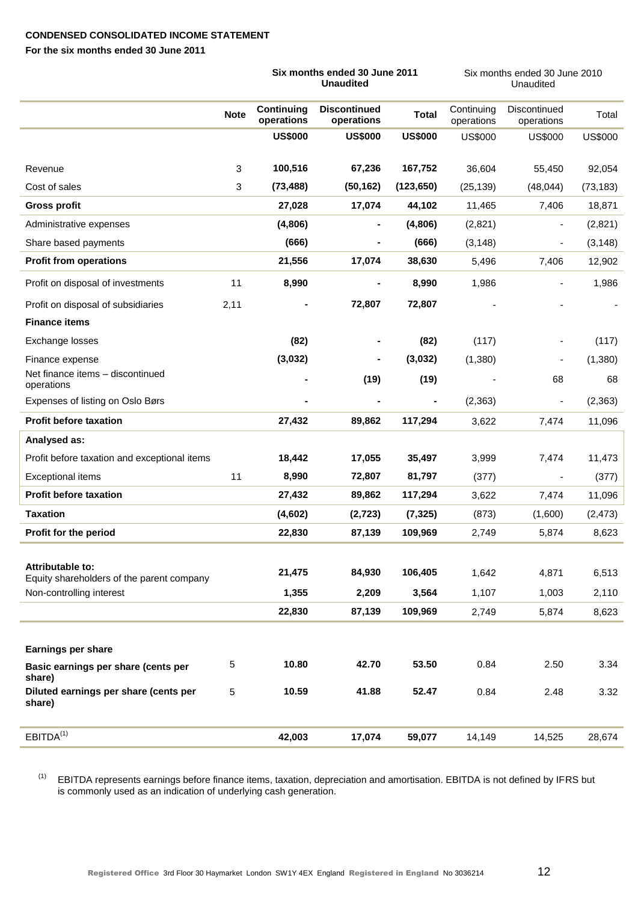**CONDENSED CONSOLIDATED INCOME STATEMENT**

**For the six months ended 30 June 2011**

| | Note | Six months ended 30 June 2011 Unaudited | | | Six months ended 30 June 2010 Unaudited | | |
|---|---|---|---|---|---|---|---|
| | | **Continuing operations** | **Discontinued operations** | **Total** | Continuing operations | Discontinued operations | Total |
| | | **US$000** | **US$000** | **US$000** | US$000 | US$000 | US$000 |
| Revenue | 3 | **100,516** | **67,236** | **167,752** | 36,604 | 55,450 | 92,054 |
| Cost of sales | 3 | **(73,488)** | **(50,162)** | **(123,650)** | (25,139) | (48,044) | (73,183) |
| **Gross profit** | | **27,028** | **17,074** | **44,102** | 11,465 | 7,406 | 18,871 |
| Administrative expenses | | **(4,806)** | **-** | **(4,806)** | (2,821) | - | (2,821) |
| Share based payments | | **(666)** | **-** | **(666)** | (3,148) | - | (3,148) |
| **Profit from operations** | | **21,556** | **17,074** | **38,630** | 5,496 | 7,406 | 12,902 |
| Profit on disposal of investments | 11 | **8,990** | **-** | **8,990** | 1,986 | - | 1,986 |
| Profit on disposal of subsidiaries | 2,11 | **-** | **72,807** | **72,807** | - | - | - |
| **Finance items** | | | | | | | |
| Exchange losses | | **(82)** | **-** | **(82)** | (117) | - | (117) |
| Finance expense | | **(3,032)** | **-** | **(3,032)** | (1,380) | - | (1,380) |
| Net finance items – discontinued operations | | **-** | **(19)** | **(19)** | - | 68 | 68 |
| Expenses of listing on Oslo Børs | | **-** | **-** | **-** | (2,363) | - | (2,363) |
| **Profit before taxation** | | **27,432** | **89,862** | **117,294** | 3,622 | 7,474 | 11,096 |
| **Analysed as:** | | | | | | | |
| Profit before taxation and exceptional items | | **18,442** | **17,055** | **35,497** | 3,999 | 7,474 | 11,473 |
| Exceptional items | 11 | **8,990** | **72,807** | **81,797** | (377) | - | (377) |
| **Profit before taxation** | | **27,432** | **89,862** | **117,294** | 3,622 | 7,474 | 11,096 |
| **Taxation** | | **(4,602)** | **(2,723)** | **(7,325)** | (873) | (1,600) | (2,473) |
| **Profit for the period** | | **22,830** | **87,139** | **109,969** | 2,749 | 5,874 | 8,623 |
| **Attributable to:** | | | | | | | |
| Equity shareholders of the parent company | | **21,475** | **84,930** | **106,405** | 1,642 | 4,871 | 6,513 |
| Non-controlling interest | | **1,355** | **2,209** | **3,564** | 1,107 | 1,003 | 2,110 |
| | | **22,830** | **87,139** | **109,969** | 2,749 | 5,874 | 8,623 |
| **Earnings per share** | | | | | | | |
| **Basic earnings per share (cents per share)** | 5 | **10.80** | **42.70** | **53.50** | 0.84 | 2.50 | 3.34 |
| **Diluted earnings per share (cents per share)** | 5 | **10.59** | **41.88** | **52.47** | 0.84 | 2.48 | 3.32 |
| EBITDA[1] | | **42,003** | **17,074** | **59,077** | 14,149 | 14,525 | 28,674 |

[1] EBITDA represents earnings before finance items, taxation, depreciation and amortisation. EBITDA is not defined by IFRS but is commonly used as an indication of underlying cash generation.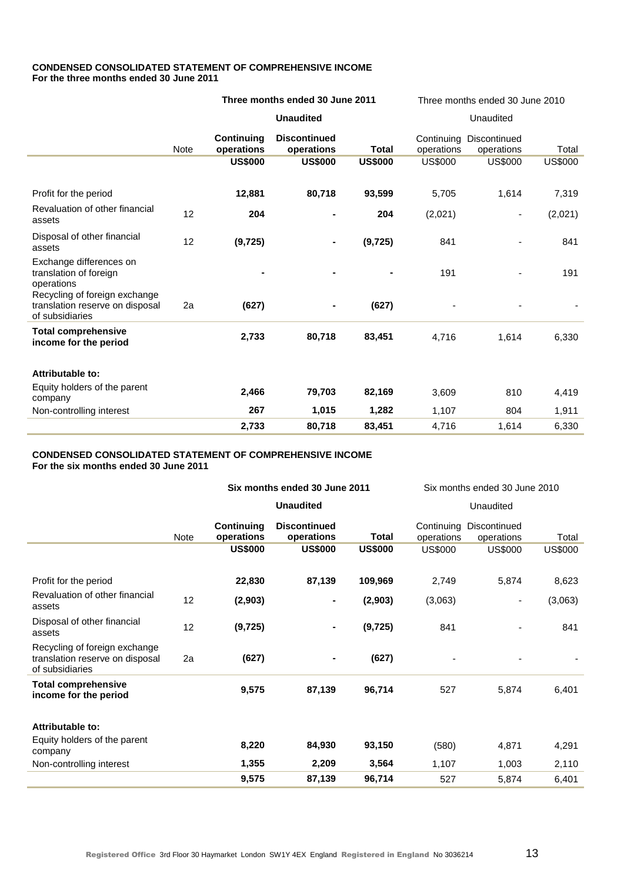**CONDENSED CONSOLIDATED STATEMENT OF COMPREHENSIVE INCOME**
**For the three months ended 30 June 2011**

| | | **Three months ended 30 June 2011** | | | Three months ended 30 June 2010 | | |
|---|---|---|---|---|---|---|---|
| | | **Unaudited** | | | Unaudited | | |
| | Note | **Continuing operations** | **Discontinued operations** | **Total** | Continuing operations | Discontinued operations | Total |
| | | **US$000** | **US$000** | **US$000** | US$000 | US$000 | US$000 |
| Profit for the period | | **12,881** | **80,718** | **93,599** | 5,705 | 1,614 | 7,319 |
| Revaluation of other financial assets | 12 | **204** | **-** | **204** | (2,021) | - | (2,021) |
| Disposal of other financial assets | 12 | **(9,725)** | **-** | **(9,725)** | 841 | - | 841 |
| Exchange differences on translation of foreign operations | | **-** | **-** | **-** | 191 | - | 191 |
| Recycling of foreign exchange translation reserve on disposal of subsidiaries | 2a | **(627)** | **-** | **(627)** | - | - | - |
| **Total comprehensive income for the period** | | **2,733** | **80,718** | **83,451** | 4,716 | 1,614 | 6,330 |
| **Attributable to:** | | | | | | | |
| Equity holders of the parent company | | **2,466** | **79,703** | **82,169** | 3,609 | 810 | 4,419 |
| Non-controlling interest | | **267** | **1,015** | **1,282** | 1,107 | 804 | 1,911 |
| | | **2,733** | **80,718** | **83,451** | 4,716 | 1,614 | 6,330 |

**CONDENSED CONSOLIDATED STATEMENT OF COMPREHENSIVE INCOME**
**For the six months ended 30 June 2011**

| | | **Six months ended 30 June 2011** | | | Six months ended 30 June 2010 | | |
|---|---|---|---|---|---|---|---|
| | | **Unaudited** | | | Unaudited | | |
| | Note | **Continuing operations** | **Discontinued operations** | **Total** | Continuing operations | Discontinued operations | Total |
| | | **US$000** | **US$000** | **US$000** | US$000 | US$000 | US$000 |
| Profit for the period | | **22,830** | **87,139** | **109,969** | 2,749 | 5,874 | 8,623 |
| Revaluation of other financial assets | 12 | **(2,903)** | **-** | **(2,903)** | (3,063) | - | (3,063) |
| Disposal of other financial assets | 12 | **(9,725)** | **-** | **(9,725)** | 841 | - | 841 |
| Recycling of foreign exchange translation reserve on disposal of subsidiaries | 2a | **(627)** | **-** | **(627)** | - | - | - |
| **Total comprehensive income for the period** | | **9,575** | **87,139** | **96,714** | 527 | 5,874 | 6,401 |
| **Attributable to:** | | | | | | | |
| Equity holders of the parent company | | **8,220** | **84,930** | **93,150** | (580) | 4,871 | 4,291 |
| Non-controlling interest | | **1,355** | **2,209** | **3,564** | 1,107 | 1,003 | 2,110 |
| | | **9,575** | **87,139** | **96,714** | 527 | 5,874 | 6,401 |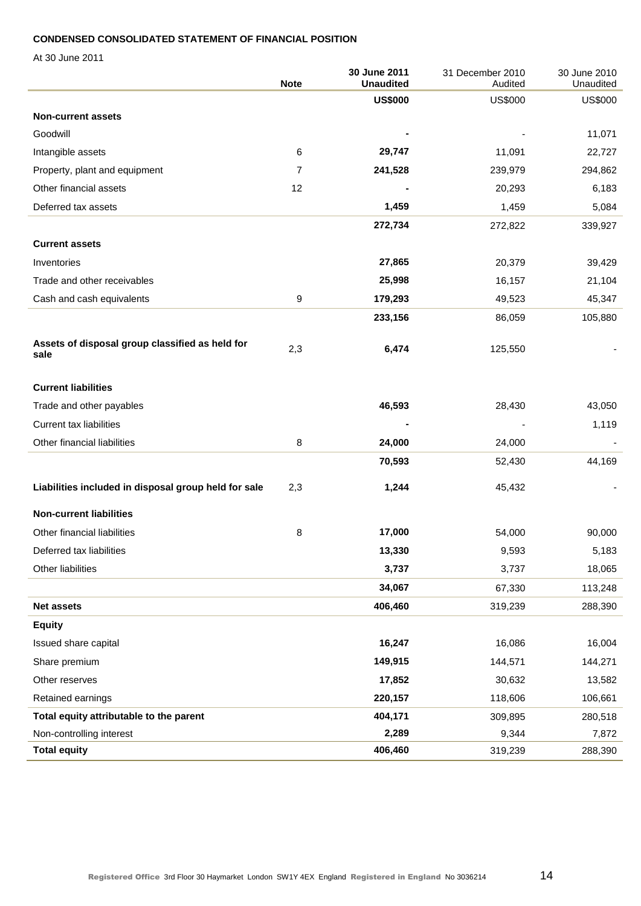**CONDENSED CONSOLIDATED STATEMENT OF FINANCIAL POSITION**

At 30 June 2011

| | Note | 30 June 2011 **Unaudited** | 31 December 2010 Audited | 30 June 2010 Unaudited |
|---|---|---|---|---|
| | | **US$000** | US$000 | US$000 |
| **Non-current assets** | | | | |
| Goodwill | | **-** | - | 11,071 |
| Intangible assets | 6 | **29,747** | 11,091 | 22,727 |
| Property, plant and equipment | 7 | **241,528** | 239,979 | 294,862 |
| Other financial assets | 12 | **-** | 20,293 | 6,183 |
| Deferred tax assets | | **1,459** | 1,459 | 5,084 |
| | | **272,734** | 272,822 | 339,927 |
| **Current assets** | | | | |
| Inventories | | **27,865** | 20,379 | 39,429 |
| Trade and other receivables | | **25,998** | 16,157 | 21,104 |
| Cash and cash equivalents | 9 | **179,293** | 49,523 | 45,347 |
| | | **233,156** | 86,059 | 105,880 |
| **Assets of disposal group classified as held for sale** | 2,3 | **6,474** | 125,550 | - |
| **Current liabilities** | | | | |
| Trade and other payables | | **46,593** | 28,430 | 43,050 |
| Current tax liabilities | | **-** | - | 1,119 |
| Other financial liabilities | 8 | **24,000** | 24,000 | - |
| | | **70,593** | 52,430 | 44,169 |
| **Liabilities included in disposal group held for sale** | 2,3 | **1,244** | 45,432 | - |
| **Non-current liabilities** | | | | |
| Other financial liabilities | 8 | **17,000** | 54,000 | 90,000 |
| Deferred tax liabilities | | **13,330** | 9,593 | 5,183 |
| Other liabilities | | **3,737** | 3,737 | 18,065 |
| | | **34,067** | 67,330 | 113,248 |
| **Net assets** | | **406,460** | 319,239 | 288,390 |
| **Equity** | | | | |
| Issued share capital | | **16,247** | 16,086 | 16,004 |
| Share premium | | **149,915** | 144,571 | 144,271 |
| Other reserves | | **17,852** | 30,632 | 13,582 |
| Retained earnings | | **220,157** | 118,606 | 106,661 |
| **Total equity attributable to the parent** | | **404,171** | 309,895 | 280,518 |
| Non-controlling interest | | **2,289** | 9,344 | 7,872 |
| **Total equity** | | **406,460** | 319,239 | 288,390 |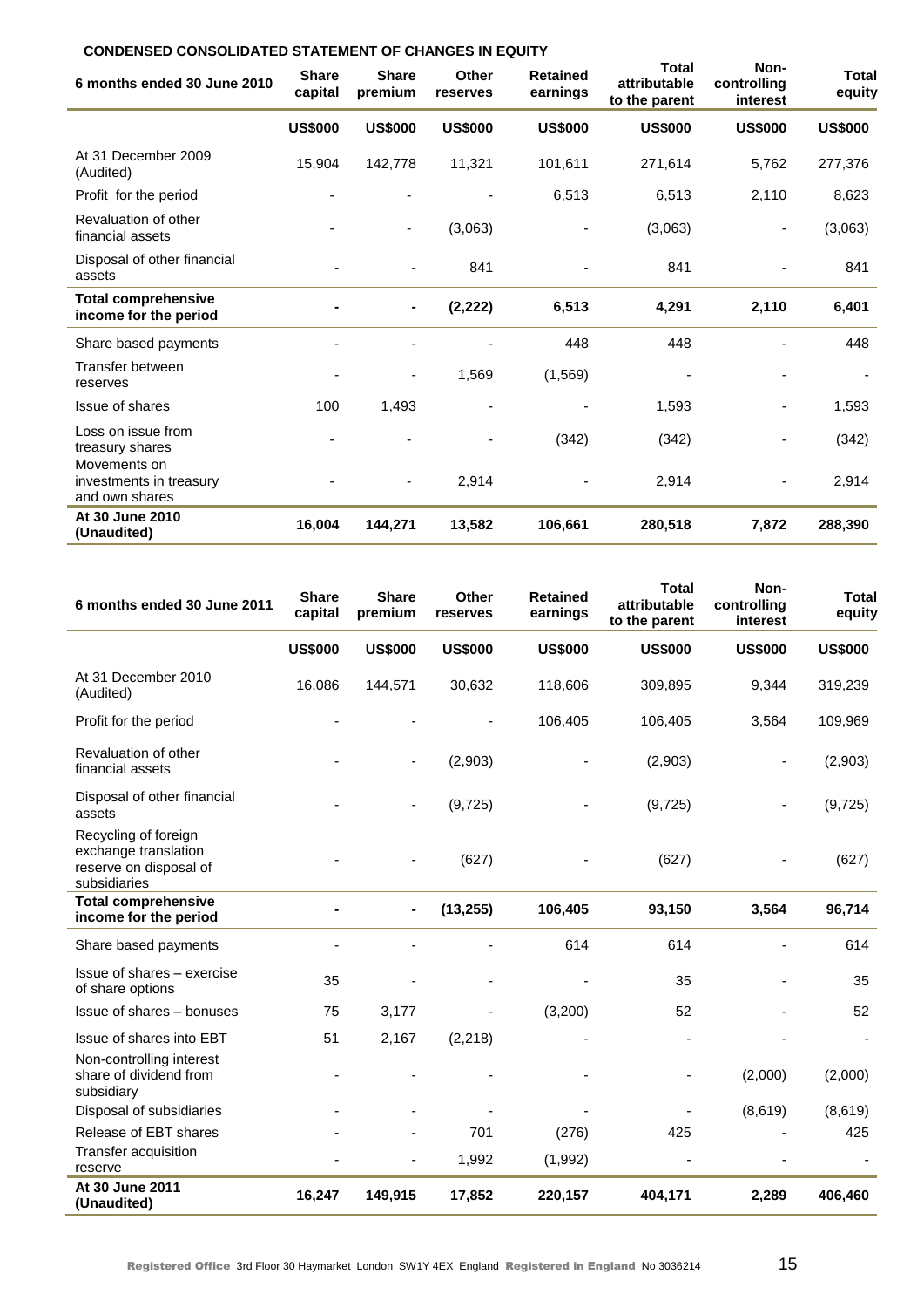**CONDENSED CONSOLIDATED STATEMENT OF CHANGES IN EQUITY**

| 6 months ended 30 June 2010 | Share capital | Share premium | Other reserves | Retained earnings | Total attributable to the parent | Non-controlling interest | Total equity |
|---|---|---|---|---|---|---|---|
| | US$000 | US$000 | US$000 | US$000 | US$000 | US$000 | US$000 |
| At 31 December 2009 (Audited) | 15,904 | 142,778 | 11,321 | 101,611 | 271,614 | 5,762 | 277,376 |
| Profit for the period | - | - | - | 6,513 | 6,513 | 2,110 | 8,623 |
| Revaluation of other financial assets | - | - | (3,063) | - | (3,063) | - | (3,063) |
| Disposal of other financial assets | - | - | 841 | - | 841 | - | 841 |
| **Total comprehensive income for the period** | **-** | **-** | **(2,222)** | **6,513** | **4,291** | **2,110** | **6,401** |
| Share based payments | - | - | - | 448 | 448 | - | 448 |
| Transfer between reserves | - | - | 1,569 | (1,569) | - | - | - |
| Issue of shares | 100 | 1,493 | - | - | 1,593 | - | 1,593 |
| Loss on issue from treasury shares | - | - | - | (342) | (342) | - | (342) |
| Movements on investments in treasury and own shares | - | - | 2,914 | - | 2,914 | - | 2,914 |
| **At 30 June 2010 (Unaudited)** | **16,004** | **144,271** | **13,582** | **106,661** | **280,518** | **7,872** | **288,390** |

| 6 months ended 30 June 2011 | Share capital | Share premium | Other reserves | Retained earnings | Total attributable to the parent | Non-controlling interest | Total equity |
|---|---|---|---|---|---|---|---|
| | US$000 | US$000 | US$000 | US$000 | US$000 | US$000 | US$000 |
| At 31 December 2010 (Audited) | 16,086 | 144,571 | 30,632 | 118,606 | 309,895 | 9,344 | 319,239 |
| Profit for the period | - | - | - | 106,405 | 106,405 | 3,564 | 109,969 |
| Revaluation of other financial assets | - | - | (2,903) | - | (2,903) | - | (2,903) |
| Disposal of other financial assets | - | - | (9,725) | - | (9,725) | - | (9,725) |
| Recycling of foreign exchange translation reserve on disposal of subsidiaries | - | - | (627) | - | (627) | - | (627) |
| **Total comprehensive income for the period** | **-** | **-** | **(13,255)** | **106,405** | **93,150** | **3,564** | **96,714** |
| Share based payments | - | - | - | 614 | 614 | - | 614 |
| Issue of shares – exercise of share options | 35 | - | - | - | 35 | - | 35 |
| Issue of shares – bonuses | 75 | 3,177 | - | (3,200) | 52 | - | 52 |
| Issue of shares into EBT | 51 | 2,167 | (2,218) | - | - | - | - |
| Non-controlling interest share of dividend from subsidiary | - | - | - | - | - | (2,000) | (2,000) |
| Disposal of subsidiaries | - | - | - | - | - | (8,619) | (8,619) |
| Release of EBT shares | - | - | 701 | (276) | 425 | - | 425 |
| Transfer acquisition reserve | - | - | 1,992 | (1,992) | - | - | - |
| **At 30 June 2011 (Unaudited)** | **16,247** | **149,915** | **17,852** | **220,157** | **404,171** | **2,289** | **406,460** |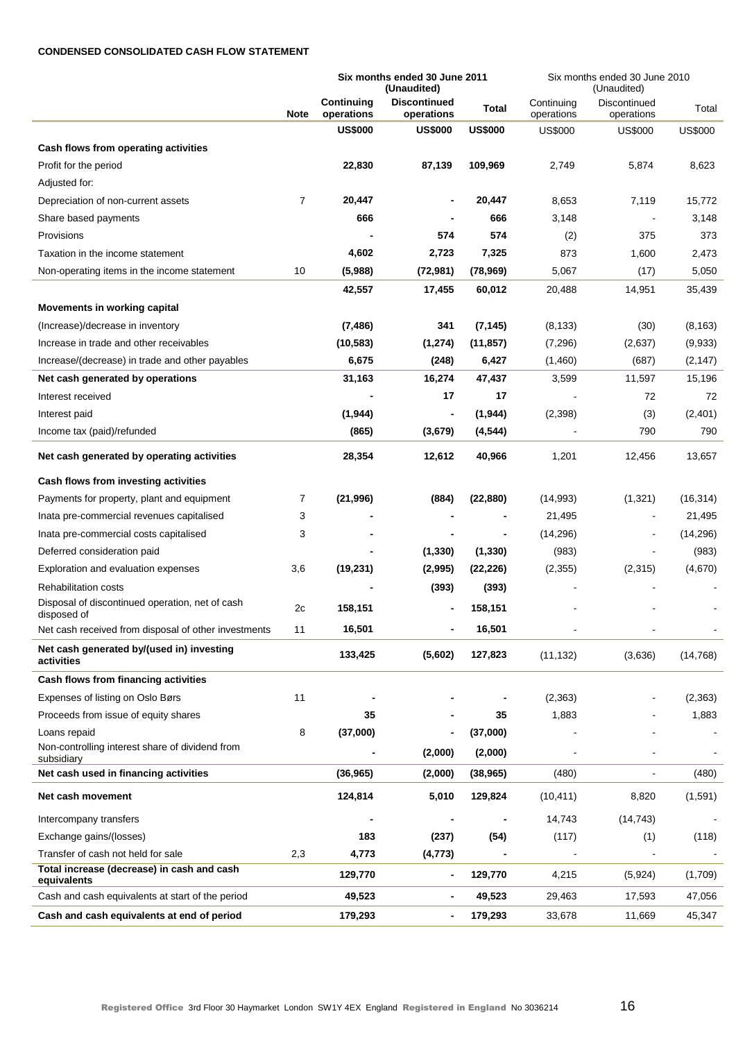**CONDENSED CONSOLIDATED CASH FLOW STATEMENT**

| | | Six months ended 30 June 2011 (Unaudited) | | | Six months ended 30 June 2010 (Unaudited) | | |
|---|---|---|---|---|---|---|---|
| | Note | Continuing operations | Discontinued operations | Total | Continuing operations | Discontinued operations | Total |
| | | US$000 | US$000 | US$000 | US$000 | US$000 | US$000 |
| **Cash flows from operating activities** | | | | | | | |
| Profit for the period | | 22,830 | 87,139 | 109,969 | 2,749 | 5,874 | 8,623 |
| Adjusted for: | | | | | | | |
| Depreciation of non-current assets | 7 | 20,447 | - | 20,447 | 8,653 | 7,119 | 15,772 |
| Share based payments | | 666 | - | 666 | 3,148 | - | 3,148 |
| Provisions | | - | 574 | 574 | (2) | 375 | 373 |
| Taxation in the income statement | | 4,602 | 2,723 | 7,325 | 873 | 1,600 | 2,473 |
| Non-operating items in the income statement | 10 | (5,988) | (72,981) | (78,969) | 5,067 | (17) | 5,050 |
| | | 42,557 | 17,455 | 60,012 | 20,488 | 14,951 | 35,439 |
| **Movements in working capital** | | | | | | | |
| (Increase)/decrease in inventory | | (7,486) | 341 | (7,145) | (8,133) | (30) | (8,163) |
| Increase in trade and other receivables | | (10,583) | (1,274) | (11,857) | (7,296) | (2,637) | (9,933) |
| Increase/(decrease) in trade and other payables | | 6,675 | (248) | 6,427 | (1,460) | (687) | (2,147) |
| **Net cash generated by operations** | | 31,163 | 16,274 | 47,437 | 3,599 | 11,597 | 15,196 |
| Interest received | | - | 17 | 17 | - | 72 | 72 |
| Interest paid | | (1,944) | - | (1,944) | (2,398) | (3) | (2,401) |
| Income tax (paid)/refunded | | (865) | (3,679) | (4,544) | - | 790 | 790 |
| **Net cash generated by operating activities** | | 28,354 | 12,612 | 40,966 | 1,201 | 12,456 | 13,657 |
| **Cash flows from investing activities** | | | | | | | |
| Payments for property, plant and equipment | 7 | (21,996) | (884) | (22,880) | (14,993) | (1,321) | (16,314) |
| Inata pre-commercial revenues capitalised | 3 | - | - | - | 21,495 | - | 21,495 |
| Inata pre-commercial costs capitalised | 3 | - | - | - | (14,296) | - | (14,296) |
| Deferred consideration paid | | - | (1,330) | (1,330) | (983) | - | (983) |
| Exploration and evaluation expenses | 3,6 | (19,231) | (2,995) | (22,226) | (2,355) | (2,315) | (4,670) |
| Rehabilitation costs | | - | (393) | (393) | - | - | - |
| Disposal of discontinued operation, net of cash disposed of | 2c | 158,151 | - | 158,151 | - | - | - |
| Net cash received from disposal of other investments | 11 | 16,501 | - | 16,501 | - | - | - |
| **Net cash generated by/(used in) investing activities** | | 133,425 | (5,602) | 127,823 | (11,132) | (3,636) | (14,768) |
| **Cash flows from financing activities** | | | | | | | |
| Expenses of listing on Oslo Børs | 11 | - | - | - | (2,363) | - | (2,363) |
| Proceeds from issue of equity shares | | 35 | - | 35 | 1,883 | - | 1,883 |
| Loans repaid | 8 | (37,000) | - | (37,000) | - | - | - |
| Non-controlling interest share of dividend from subsidiary | | - | (2,000) | (2,000) | - | - | - |
| **Net cash used in financing activities** | | (36,965) | (2,000) | (38,965) | (480) | - | (480) |
| **Net cash movement** | | 124,814 | 5,010 | 129,824 | (10,411) | 8,820 | (1,591) |
| Intercompany transfers | | - | - | - | 14,743 | (14,743) | - |
| Exchange gains/(losses) | | 183 | (237) | (54) | (117) | (1) | (118) |
| Transfer of cash not held for sale | 2,3 | 4,773 | (4,773) | - | - | - | - |
| **Total increase (decrease) in cash and cash equivalents** | | 129,770 | - | 129,770 | 4,215 | (5,924) | (1,709) |
| Cash and cash equivalents at start of the period | | 49,523 | - | 49,523 | 29,463 | 17,593 | 47,056 |
| **Cash and cash equivalents at end of period** | | 179,293 | - | 179,293 | 33,678 | 11,669 | 45,347 |

Registered Office 3rd Floor 30 Haymarket London SW1Y 4EX England Registered in England No 3036214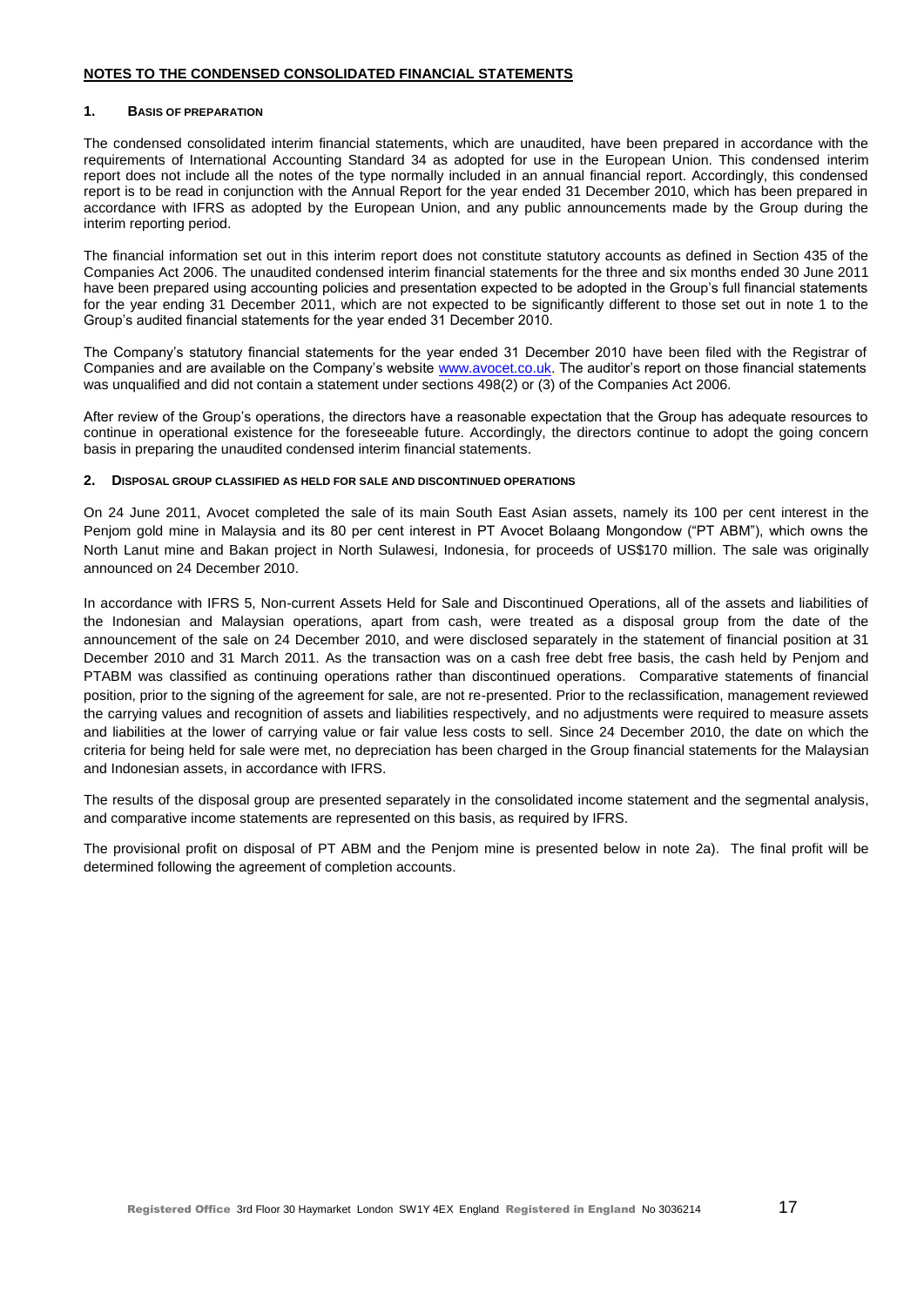## NOTES TO THE CONDENSED CONSOLIDATED FINANCIAL STATEMENTS

### 1. BASIS OF PREPARATION

The condensed consolidated interim financial statements, which are unaudited, have been prepared in accordance with the requirements of International Accounting Standard 34 as adopted for use in the European Union. This condensed interim report does not include all the notes of the type normally included in an annual financial report. Accordingly, this condensed report is to be read in conjunction with the Annual Report for the year ended 31 December 2010, which has been prepared in accordance with IFRS as adopted by the European Union, and any public announcements made by the Group during the interim reporting period.

The financial information set out in this interim report does not constitute statutory accounts as defined in Section 435 of the Companies Act 2006. The unaudited condensed interim financial statements for the three and six months ended 30 June 2011 have been prepared using accounting policies and presentation expected to be adopted in the Group's full financial statements for the year ending 31 December 2011, which are not expected to be significantly different to those set out in note 1 to the Group's audited financial statements for the year ended 31 December 2010.

The Company's statutory financial statements for the year ended 31 December 2010 have been filed with the Registrar of Companies and are available on the Company's website www.avocet.co.uk. The auditor's report on those financial statements was unqualified and did not contain a statement under sections 498(2) or (3) of the Companies Act 2006.

After review of the Group's operations, the directors have a reasonable expectation that the Group has adequate resources to continue in operational existence for the foreseeable future. Accordingly, the directors continue to adopt the going concern basis in preparing the unaudited condensed interim financial statements.

### 2. DISPOSAL GROUP CLASSIFIED AS HELD FOR SALE AND DISCONTINUED OPERATIONS

On 24 June 2011, Avocet completed the sale of its main South East Asian assets, namely its 100 per cent interest in the Penjom gold mine in Malaysia and its 80 per cent interest in PT Avocet Bolaang Mongondow ("PT ABM"), which owns the North Lanut mine and Bakan project in North Sulawesi, Indonesia, for proceeds of US$170 million. The sale was originally announced on 24 December 2010.

In accordance with IFRS 5, Non-current Assets Held for Sale and Discontinued Operations, all of the assets and liabilities of the Indonesian and Malaysian operations, apart from cash, were treated as a disposal group from the date of the announcement of the sale on 24 December 2010, and were disclosed separately in the statement of financial position at 31 December 2010 and 31 March 2011. As the transaction was on a cash free debt free basis, the cash held by Penjom and PTABM was classified as continuing operations rather than discontinued operations. Comparative statements of financial position, prior to the signing of the agreement for sale, are not re-presented. Prior to the reclassification, management reviewed the carrying values and recognition of assets and liabilities respectively, and no adjustments were required to measure assets and liabilities at the lower of carrying value or fair value less costs to sell. Since 24 December 2010, the date on which the criteria for being held for sale were met, no depreciation has been charged in the Group financial statements for the Malaysian and Indonesian assets, in accordance with IFRS.

The results of the disposal group are presented separately in the consolidated income statement and the segmental analysis, and comparative income statements are represented on this basis, as required by IFRS.

The provisional profit on disposal of PT ABM and the Penjom mine is presented below in note 2a). The final profit will be determined following the agreement of completion accounts.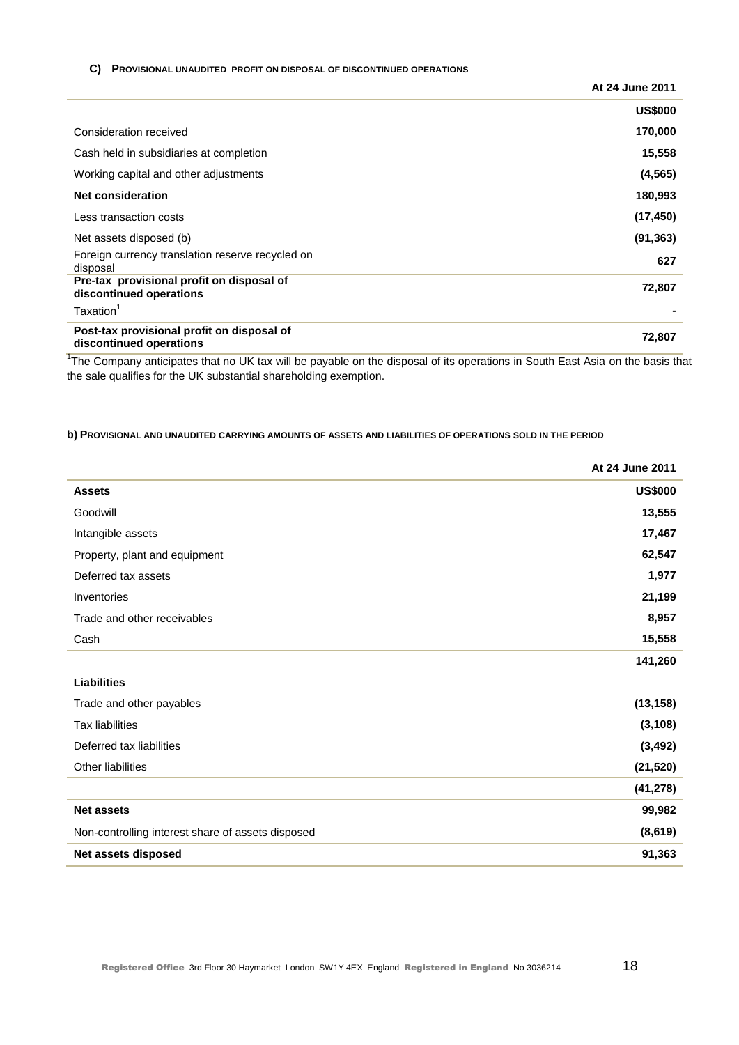### C) PROVISIONAL UNAUDITED PROFIT ON DISPOSAL OF DISCONTINUED OPERATIONS

| | At 24 June 2011 |
|---|---|
| | **US$000** |
| Consideration received | **170,000** |
| Cash held in subsidiaries at completion | **15,558** |
| Working capital and other adjustments | **(4,565)** |
| **Net consideration** | **180,993** |
| Less transaction costs | **(17,450)** |
| Net assets disposed (b) | **(91,363)** |
| Foreign currency translation reserve recycled on disposal | **627** |
| **Pre-tax provisional profit on disposal of discontinued operations** | **72,807** |
| Taxation[1] | **-** |
| **Post-tax provisional profit on disposal of discontinued operations** | **72,807** |

[1]The Company anticipates that no UK tax will be payable on the disposal of its operations in South East Asia on the basis that the sale qualifies for the UK substantial shareholding exemption.

### b) PROVISIONAL AND UNAUDITED CARRYING AMOUNTS OF ASSETS AND LIABILITIES OF OPERATIONS SOLD IN THE PERIOD

| | At 24 June 2011 |
|---|---|
| **Assets** | **US$000** |
| Goodwill | **13,555** |
| Intangible assets | **17,467** |
| Property, plant and equipment | **62,547** |
| Deferred tax assets | **1,977** |
| Inventories | **21,199** |
| Trade and other receivables | **8,957** |
| Cash | **15,558** |
| | **141,260** |
| **Liabilities** | |
| Trade and other payables | **(13,158)** |
| Tax liabilities | **(3,108)** |
| Deferred tax liabilities | **(3,492)** |
| Other liabilities | **(21,520)** |
| | **(41,278)** |
| **Net assets** | **99,982** |
| Non-controlling interest share of assets disposed | **(8,619)** |
| **Net assets disposed** | **91,363** |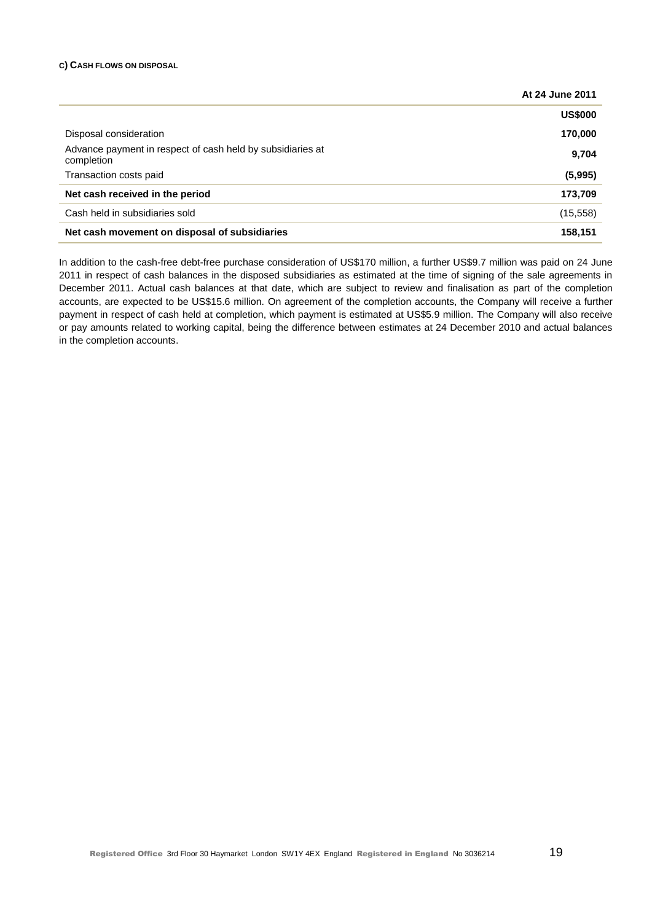#### C) CASH FLOWS ON DISPOSAL

| | At 24 June 2011 |
|---|---|
| | **US$000** |
| Disposal consideration | **170,000** |
| Advance payment in respect of cash held by subsidiaries at completion | **9,704** |
| Transaction costs paid | **(5,995)** |
| **Net cash received in the period** | **173,709** |
| Cash held in subsidiaries sold | (15,558) |
| **Net cash movement on disposal of subsidiaries** | **158,151** |

In addition to the cash-free debt-free purchase consideration of US$170 million, a further US$9.7 million was paid on 24 June 2011 in respect of cash balances in the disposed subsidiaries as estimated at the time of signing of the sale agreements in December 2011. Actual cash balances at that date, which are subject to review and finalisation as part of the completion accounts, are expected to be US$15.6 million. On agreement of the completion accounts, the Company will receive a further payment in respect of cash held at completion, which payment is estimated at US$5.9 million. The Company will also receive or pay amounts related to working capital, being the difference between estimates at 24 December 2010 and actual balances in the completion accounts.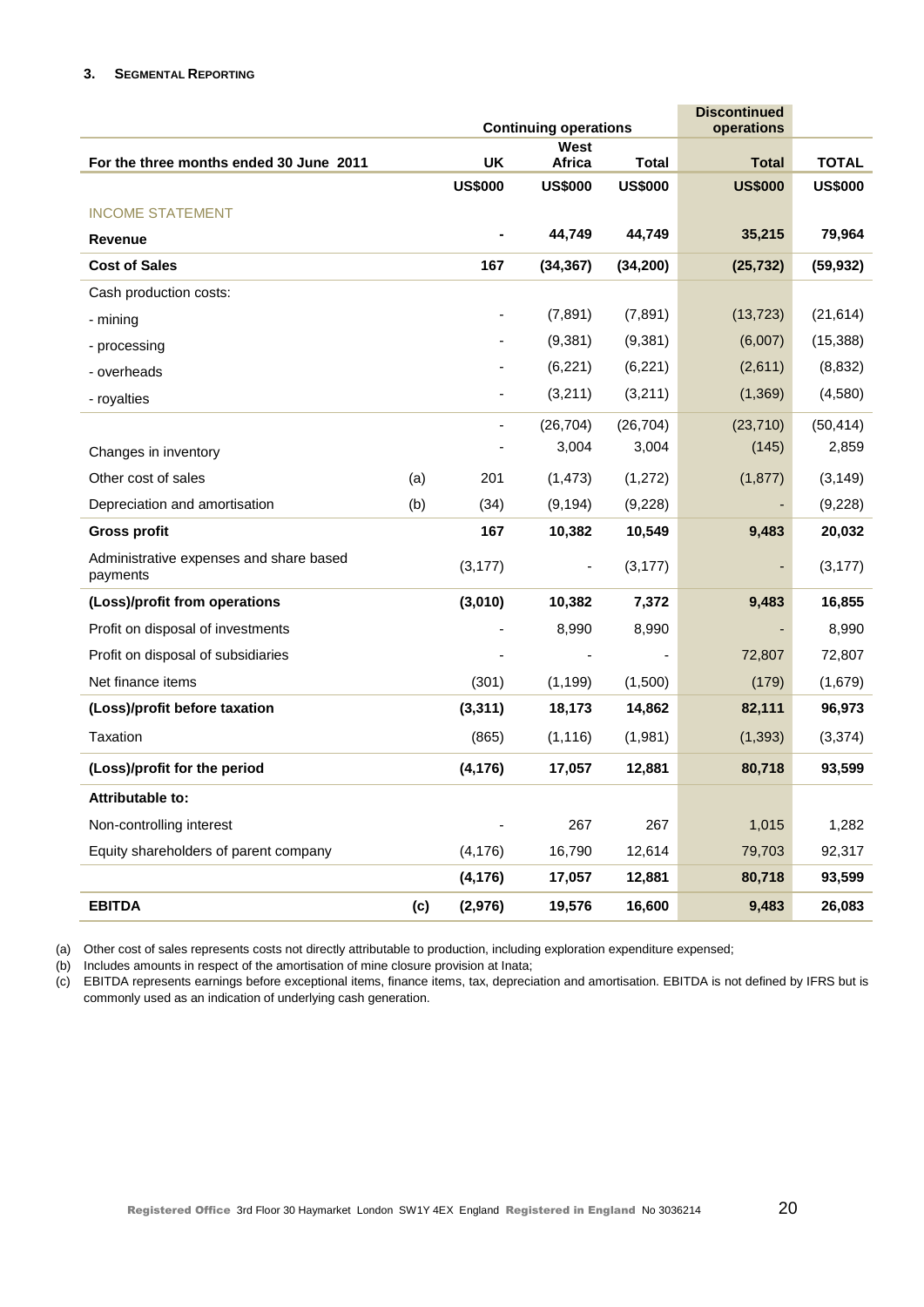### 3. SEGMENTAL REPORTING

| | | Continuing operations | | | Discontinued operations | |
|---|---|---|---|---|---|---|
| For the three months ended 30 June 2011 | | UK | West Africa | Total | Total | TOTAL |
| | | US$000 | US$000 | US$000 | US$000 | US$000 |
| INCOME STATEMENT | | | | | | |
| **Revenue** | | **-** | **44,749** | **44,749** | **35,215** | **79,964** |
| **Cost of Sales** | | **167** | **(34,367)** | **(34,200)** | **(25,732)** | **(59,932)** |
| Cash production costs: | | | | | | |
| - mining | | - | (7,891) | (7,891) | (13,723) | (21,614) |
| - processing | | - | (9,381) | (9,381) | (6,007) | (15,388) |
| - overheads | | - | (6,221) | (6,221) | (2,611) | (8,832) |
| - royalties | | - | (3,211) | (3,211) | (1,369) | (4,580) |
| | | - | (26,704) | (26,704) | (23,710) | (50,414) |
| Changes in inventory | | - | 3,004 | 3,004 | (145) | 2,859 |
| Other cost of sales | (a) | 201 | (1,473) | (1,272) | (1,877) | (3,149) |
| Depreciation and amortisation | (b) | (34) | (9,194) | (9,228) | - | (9,228) |
| **Gross profit** | | **167** | **10,382** | **10,549** | **9,483** | **20,032** |
| Administrative expenses and share based payments | | (3,177) | - | (3,177) | - | (3,177) |
| **(Loss)/profit from operations** | | **(3,010)** | **10,382** | **7,372** | **9,483** | **16,855** |
| Profit on disposal of investments | | - | 8,990 | 8,990 | - | 8,990 |
| Profit on disposal of subsidiaries | | - | - | - | 72,807 | 72,807 |
| Net finance items | | (301) | (1,199) | (1,500) | (179) | (1,679) |
| **(Loss)/profit before taxation** | | **(3,311)** | **18,173** | **14,862** | **82,111** | **96,973** |
| Taxation | | (865) | (1,116) | (1,981) | (1,393) | (3,374) |
| **(Loss)/profit for the period** | | **(4,176)** | **17,057** | **12,881** | **80,718** | **93,599** |
| **Attributable to:** | | | | | | |
| Non-controlling interest | | - | 267 | 267 | 1,015 | 1,282 |
| Equity shareholders of parent company | | (4,176) | 16,790 | 12,614 | 79,703 | 92,317 |
| | | **(4,176)** | **17,057** | **12,881** | **80,718** | **93,599** |
| **EBITDA** | **(c)** | **(2,976)** | **19,576** | **16,600** | **9,483** | **26,083** |

(a) Other cost of sales represents costs not directly attributable to production, including exploration expenditure expensed;

(b) Includes amounts in respect of the amortisation of mine closure provision at Inata;

(c) EBITDA represents earnings before exceptional items, finance items, tax, depreciation and amortisation. EBITDA is not defined by IFRS but is commonly used as an indication of underlying cash generation.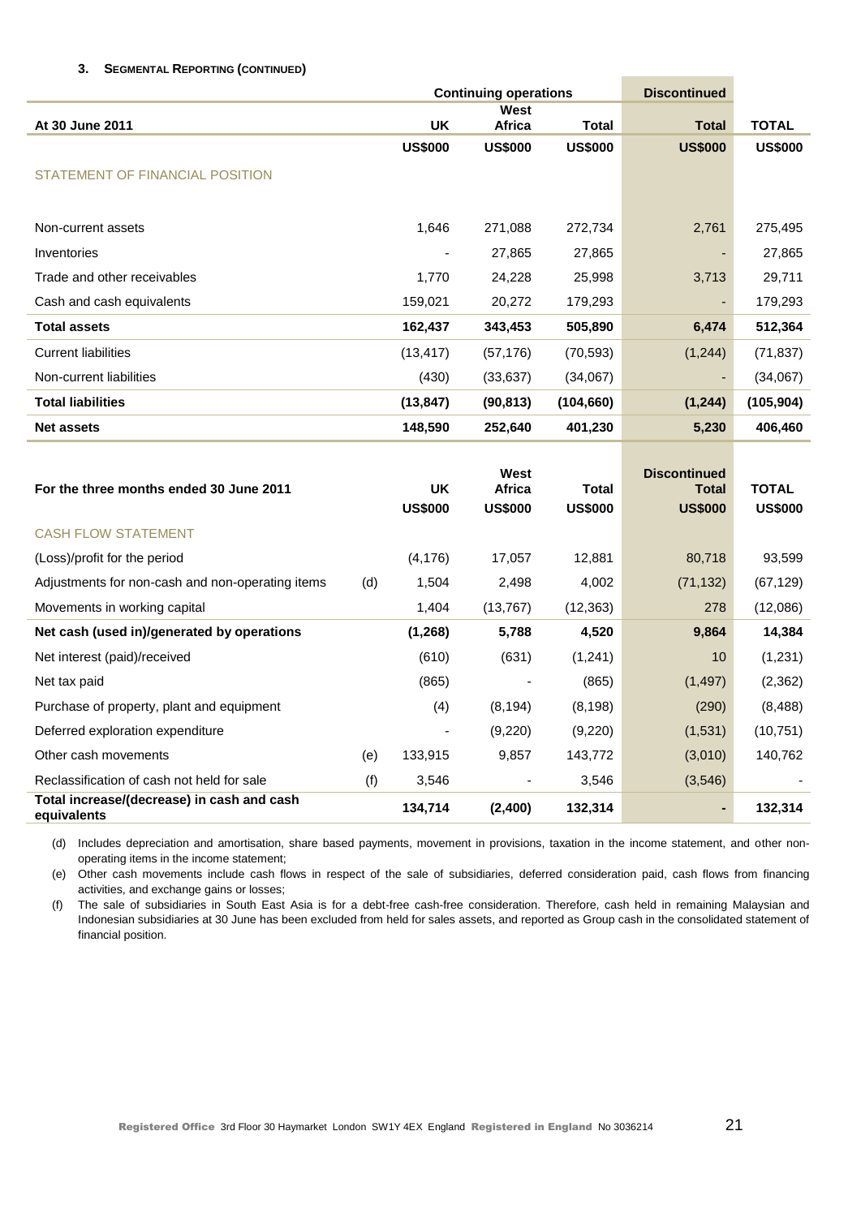### 3. SEGMENTAL REPORTING (CONTINUED)

| At 30 June 2011 | | Continuing operations | | | Discontinued | |
|---|---|---|---|---|---|---|
| | | UK | West Africa | Total | Total | TOTAL |
| | | US$000 | US$000 | US$000 | US$000 | US$000 |
| STATEMENT OF FINANCIAL POSITION | | | | | | |
| Non-current assets | | 1,646 | 271,088 | 272,734 | 2,761 | 275,495 |
| Inventories | | - | 27,865 | 27,865 | - | 27,865 |
| Trade and other receivables | | 1,770 | 24,228 | 25,998 | 3,713 | 29,711 |
| Cash and cash equivalents | | 159,021 | 20,272 | 179,293 | - | 179,293 |
| **Total assets** | | **162,437** | **343,453** | **505,890** | **6,474** | **512,364** |
| Current liabilities | | (13,417) | (57,176) | (70,593) | (1,244) | (71,837) |
| Non-current liabilities | | (430) | (33,637) | (34,067) | - | (34,067) |
| **Total liabilities** | | **(13,847)** | **(90,813)** | **(104,660)** | **(1,244)** | **(105,904)** |
| **Net assets** | | **148,590** | **252,640** | **401,230** | **5,230** | **406,460** |

| For the three months ended 30 June 2011 | | UK | West Africa | Total | Discontinued Total | TOTAL |
|---|---|---|---|---|---|---|
| | | US$000 | US$000 | US$000 | US$000 | US$000 |
| CASH FLOW STATEMENT | | | | | | |
| (Loss)/profit for the period | | (4,176) | 17,057 | 12,881 | 80,718 | 93,599 |
| Adjustments for non-cash and non-operating items | (d) | 1,504 | 2,498 | 4,002 | (71,132) | (67,129) |
| Movements in working capital | | 1,404 | (13,767) | (12,363) | 278 | (12,086) |
| **Net cash (used in)/generated by operations** | | **(1,268)** | **5,788** | **4,520** | **9,864** | **14,384** |
| Net interest (paid)/received | | (610) | (631) | (1,241) | 10 | (1,231) |
| Net tax paid | | (865) | - | (865) | (1,497) | (2,362) |
| Purchase of property, plant and equipment | | (4) | (8,194) | (8,198) | (290) | (8,488) |
| Deferred exploration expenditure | | - | (9,220) | (9,220) | (1,531) | (10,751) |
| Other cash movements | (e) | 133,915 | 9,857 | 143,772 | (3,010) | 140,762 |
| Reclassification of cash not held for sale | (f) | 3,546 | - | 3,546 | (3,546) | - |
| **Total increase/(decrease) in cash and cash equivalents** | | **134,714** | **(2,400)** | **132,314** | **-** | **132,314** |

(d) Includes depreciation and amortisation, share based payments, movement in provisions, taxation in the income statement, and other non-operating items in the income statement;

(e) Other cash movements include cash flows in respect of the sale of subsidiaries, deferred consideration paid, cash flows from financing activities, and exchange gains or losses;

(f) The sale of subsidiaries in South East Asia is for a debt-free cash-free consideration. Therefore, cash held in remaining Malaysian and Indonesian subsidiaries at 30 June has been excluded from held for sales assets, and reported as Group cash in the consolidated statement of financial position.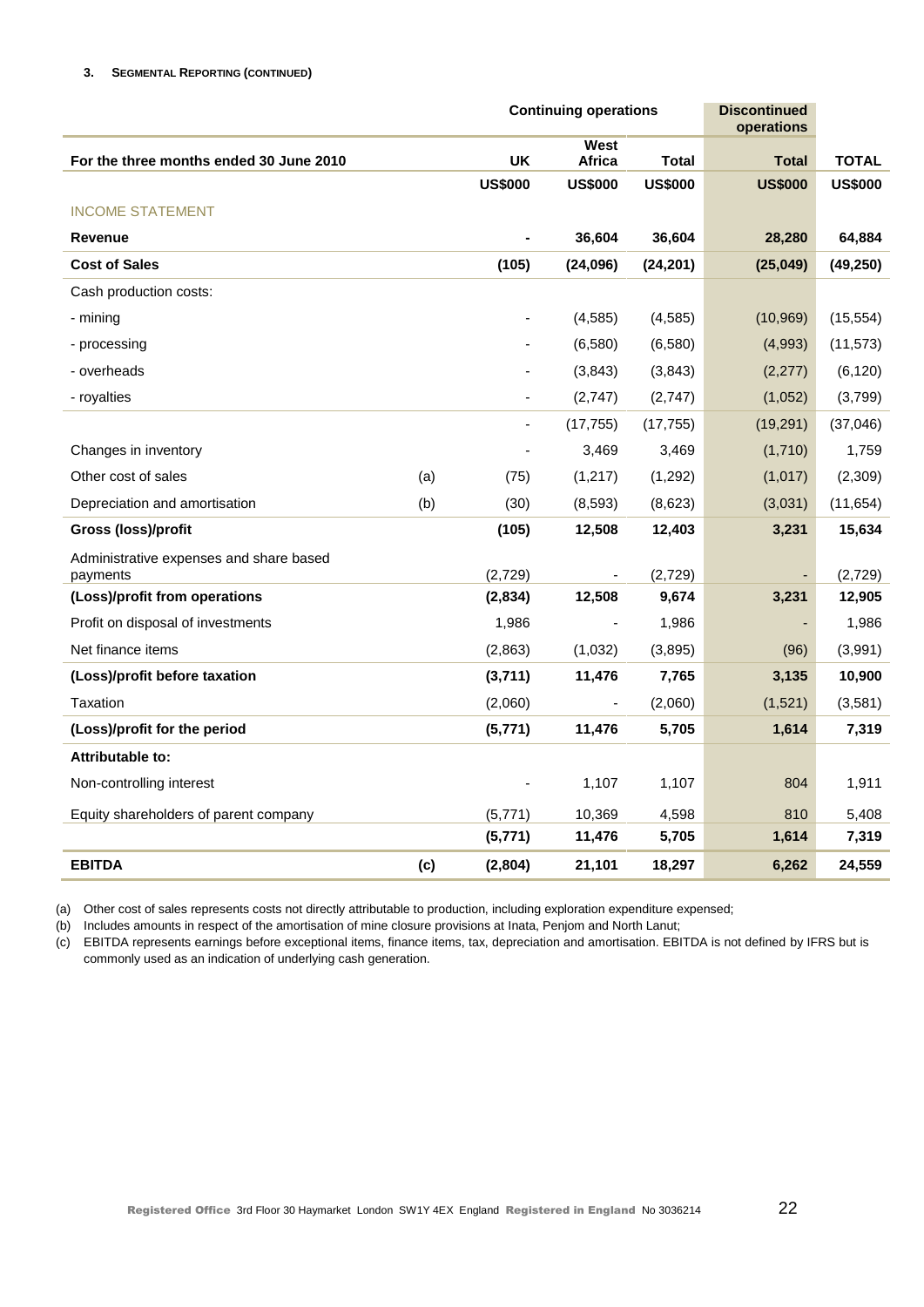### 3. SEGMENTAL REPORTING (CONTINUED)

| | | Continuing operations | | | Discontinued operations | |
|---|---|---|---|---|---|---|
| For the three months ended 30 June 2010 | | UK | West Africa | Total | Total | TOTAL |
| | | US$000 | US$000 | US$000 | US$000 | US$000 |
| INCOME STATEMENT | | | | | | |
| **Revenue** | | - | 36,604 | 36,604 | 28,280 | 64,884 |
| **Cost of Sales** | | (105) | (24,096) | (24,201) | (25,049) | (49,250) |
| Cash production costs: | | | | | | |
| - mining | | - | (4,585) | (4,585) | (10,969) | (15,554) |
| - processing | | - | (6,580) | (6,580) | (4,993) | (11,573) |
| - overheads | | - | (3,843) | (3,843) | (2,277) | (6,120) |
| - royalties | | - | (2,747) | (2,747) | (1,052) | (3,799) |
| | | - | (17,755) | (17,755) | (19,291) | (37,046) |
| Changes in inventory | | - | 3,469 | 3,469 | (1,710) | 1,759 |
| Other cost of sales | (a) | (75) | (1,217) | (1,292) | (1,017) | (2,309) |
| Depreciation and amortisation | (b) | (30) | (8,593) | (8,623) | (3,031) | (11,654) |
| **Gross (loss)/profit** | | (105) | 12,508 | 12,403 | 3,231 | 15,634 |
| Administrative expenses and share based payments | | (2,729) | - | (2,729) | - | (2,729) |
| **(Loss)/profit from operations** | | (2,834) | 12,508 | 9,674 | 3,231 | 12,905 |
| Profit on disposal of investments | | 1,986 | - | 1,986 | - | 1,986 |
| Net finance items | | (2,863) | (1,032) | (3,895) | (96) | (3,991) |
| **(Loss)/profit before taxation** | | (3,711) | 11,476 | 7,765 | 3,135 | 10,900 |
| Taxation | | (2,060) | - | (2,060) | (1,521) | (3,581) |
| **(Loss)/profit for the period** | | (5,771) | 11,476 | 5,705 | 1,614 | 7,319 |
| **Attributable to:** | | | | | | |
| Non-controlling interest | | - | 1,107 | 1,107 | 804 | 1,911 |
| Equity shareholders of parent company | | (5,771) | 10,369 | 4,598 | 810 | 5,408 |
| | | (5,771) | 11,476 | 5,705 | 1,614 | 7,319 |
| **EBITDA** | (c) | (2,804) | 21,101 | 18,297 | 6,262 | 24,559 |

(a) Other cost of sales represents costs not directly attributable to production, including exploration expenditure expensed;

(b) Includes amounts in respect of the amortisation of mine closure provisions at Inata, Penjom and North Lanut;

(c) EBITDA represents earnings before exceptional items, finance items, tax, depreciation and amortisation. EBITDA is not defined by IFRS but is commonly used as an indication of underlying cash generation.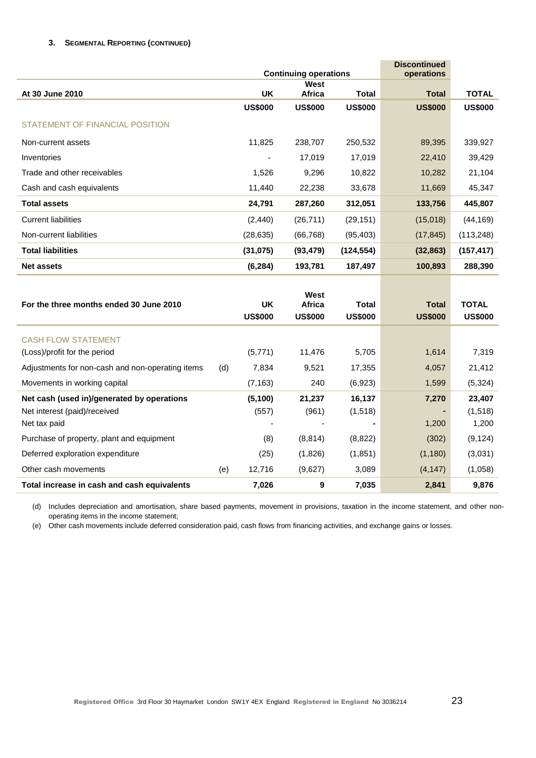### 3. SEGMENTAL REPORTING (CONTINUED)

| At 30 June 2010 | | Continuing operations UK | Continuing operations West Africa | Continuing operations Total | Discontinued operations Total | TOTAL |
|---|---|---|---|---|---|---|
| | | US$000 | US$000 | US$000 | US$000 | US$000 |
| STATEMENT OF FINANCIAL POSITION | | | | | | |
| Non-current assets | | 11,825 | 238,707 | 250,532 | 89,395 | 339,927 |
| Inventories | | - | 17,019 | 17,019 | 22,410 | 39,429 |
| Trade and other receivables | | 1,526 | 9,296 | 10,822 | 10,282 | 21,104 |
| Cash and cash equivalents | | 11,440 | 22,238 | 33,678 | 11,669 | 45,347 |
| **Total assets** | | **24,791** | **287,260** | **312,051** | **133,756** | **445,807** |
| Current liabilities | | (2,440) | (26,711) | (29,151) | (15,018) | (44,169) |
| Non-current liabilities | | (28,635) | (66,768) | (95,403) | (17,845) | (113,248) |
| **Total liabilities** | | **(31,075)** | **(93,479)** | **(124,554)** | **(32,863)** | **(157,417)** |
| **Net assets** | | **(6,284)** | **193,781** | **187,497** | **100,893** | **288,390** |

| For the three months ended 30 June 2010 | | UK | West Africa | Total | Total | TOTAL |
|---|---|---|---|---|---|---|
| | | US$000 | US$000 | US$000 | US$000 | US$000 |
| CASH FLOW STATEMENT | | | | | | |
| (Loss)/profit for the period | | (5,771) | 11,476 | 5,705 | 1,614 | 7,319 |
| Adjustments for non-cash and non-operating items | (d) | 7,834 | 9,521 | 17,355 | 4,057 | 21,412 |
| Movements in working capital | | (7,163) | 240 | (6,923) | 1,599 | (5,324) |
| **Net cash (used in)/generated by operations** | | **(5,100)** | **21,237** | **16,137** | **7,270** | **23,407** |
| Net interest (paid)/received | | (557) | (961) | (1,518) | - | (1,518) |
| Net tax paid | | - | - | - | 1,200 | 1,200 |
| Purchase of property, plant and equipment | | (8) | (8,814) | (8,822) | (302) | (9,124) |
| Deferred exploration expenditure | | (25) | (1,826) | (1,851) | (1,180) | (3,031) |
| Other cash movements | (e) | 12,716 | (9,627) | 3,089 | (4,147) | (1,058) |
| **Total increase in cash and cash equivalents** | | **7,026** | **9** | **7,035** | **2,841** | **9,876** |

(d) Includes depreciation and amortisation, share based payments, movement in provisions, taxation in the income statement, and other non-operating items in the income statement;

(e) Other cash movements include deferred consideration paid, cash flows from financing activities, and exchange gains or losses.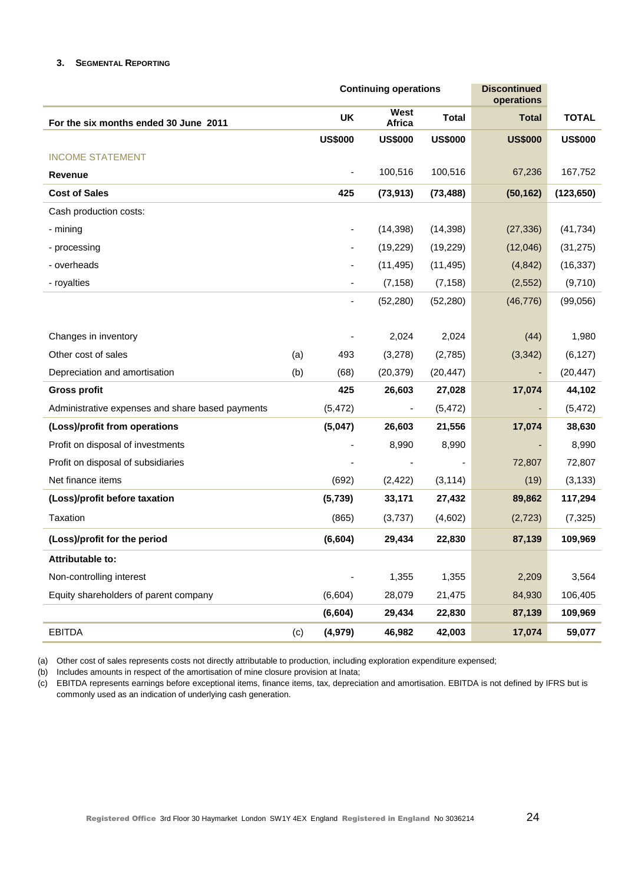### 3. Segmental Reporting

| For the six months ended 30 June 2011 | | Continuing operations | | | Discontinued operations | |
|---|---|---|---|---|---|---|
| | | UK | West Africa | Total | Total | TOTAL |
| | | US$000 | US$000 | US$000 | US$000 | US$000 |
| INCOME STATEMENT | | | | | | |
| **Revenue** | | - | 100,516 | 100,516 | 67,236 | 167,752 |
| **Cost of Sales** | | **425** | **(73,913)** | **(73,488)** | **(50,162)** | **(123,650)** |
| Cash production costs: | | | | | | |
| - mining | | - | (14,398) | (14,398) | (27,336) | (41,734) |
| - processing | | - | (19,229) | (19,229) | (12,046) | (31,275) |
| - overheads | | - | (11,495) | (11,495) | (4,842) | (16,337) |
| - royalties | | - | (7,158) | (7,158) | (2,552) | (9,710) |
| | | - | (52,280) | (52,280) | (46,776) | (99,056) |
| Changes in inventory | | - | 2,024 | 2,024 | (44) | 1,980 |
| Other cost of sales | (a) | 493 | (3,278) | (2,785) | (3,342) | (6,127) |
| Depreciation and amortisation | (b) | (68) | (20,379) | (20,447) | - | (20,447) |
| **Gross profit** | | **425** | **26,603** | **27,028** | **17,074** | **44,102** |
| Administrative expenses and share based payments | | (5,472) | - | (5,472) | - | (5,472) |
| **(Loss)/profit from operations** | | **(5,047)** | **26,603** | **21,556** | **17,074** | **38,630** |
| Profit on disposal of investments | | - | 8,990 | 8,990 | - | 8,990 |
| Profit on disposal of subsidiaries | | - | - | - | 72,807 | 72,807 |
| Net finance items | | (692) | (2,422) | (3,114) | (19) | (3,133) |
| **(Loss)/profit before taxation** | | **(5,739)** | **33,171** | **27,432** | **89,862** | **117,294** |
| Taxation | | (865) | (3,737) | (4,602) | (2,723) | (7,325) |
| **(Loss)/profit for the period** | | **(6,604)** | **29,434** | **22,830** | **87,139** | **109,969** |
| **Attributable to:** | | | | | | |
| Non-controlling interest | | - | 1,355 | 1,355 | 2,209 | 3,564 |
| Equity shareholders of parent company | | (6,604) | 28,079 | 21,475 | 84,930 | 106,405 |
| | | **(6,604)** | **29,434** | **22,830** | **87,139** | **109,969** |
| EBITDA | (c) | **(4,979)** | **46,982** | **42,003** | **17,074** | **59,077** |

(a) Other cost of sales represents costs not directly attributable to production, including exploration expenditure expensed;
(b) Includes amounts in respect of the amortisation of mine closure provision at Inata;
(c) EBITDA represents earnings before exceptional items, finance items, tax, depreciation and amortisation. EBITDA is not defined by IFRS but is commonly used as an indication of underlying cash generation.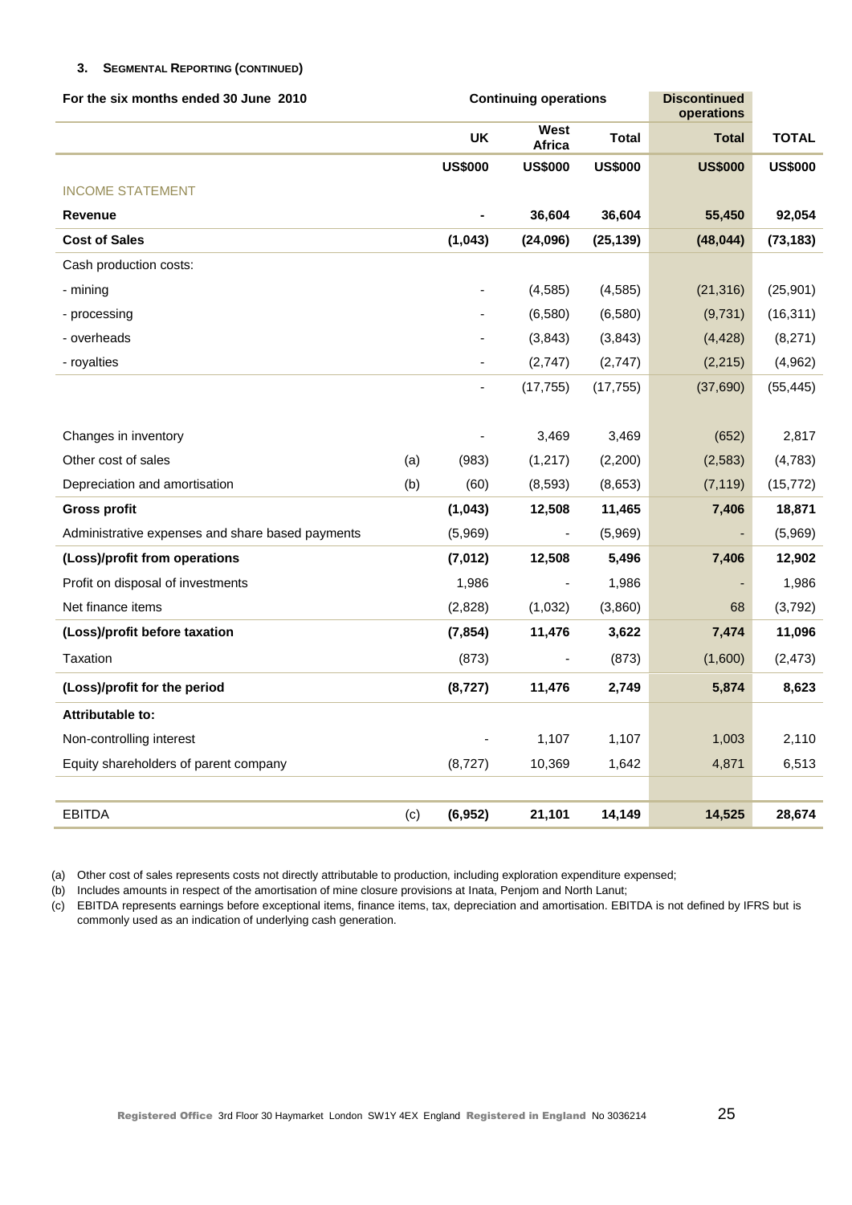### 3. SEGMENTAL REPORTING (CONTINUED)

| For the six months ended 30 June 2010 | | Continuing operations | | | Discontinued operations | |
|---|---|---|---|---|---|---|
| | | UK | West Africa | Total | Total | TOTAL |
| | | US$000 | US$000 | US$000 | US$000 | US$000 |
| INCOME STATEMENT | | | | | | |
| **Revenue** | | **-** | **36,604** | **36,604** | **55,450** | **92,054** |
| **Cost of Sales** | | **(1,043)** | **(24,096)** | **(25,139)** | **(48,044)** | **(73,183)** |
| Cash production costs: | | | | | | |
| - mining | | - | (4,585) | (4,585) | (21,316) | (25,901) |
| - processing | | - | (6,580) | (6,580) | (9,731) | (16,311) |
| - overheads | | - | (3,843) | (3,843) | (4,428) | (8,271) |
| - royalties | | - | (2,747) | (2,747) | (2,215) | (4,962) |
| | | - | (17,755) | (17,755) | (37,690) | (55,445) |
| Changes in inventory | | - | 3,469 | 3,469 | (652) | 2,817 |
| Other cost of sales | (a) | (983) | (1,217) | (2,200) | (2,583) | (4,783) |
| Depreciation and amortisation | (b) | (60) | (8,593) | (8,653) | (7,119) | (15,772) |
| **Gross profit** | | **(1,043)** | **12,508** | **11,465** | **7,406** | **18,871** |
| Administrative expenses and share based payments | | (5,969) | - | (5,969) | - | (5,969) |
| **(Loss)/profit from operations** | | **(7,012)** | **12,508** | **5,496** | **7,406** | **12,902** |
| Profit on disposal of investments | | 1,986 | - | 1,986 | - | 1,986 |
| Net finance items | | (2,828) | (1,032) | (3,860) | 68 | (3,792) |
| **(Loss)/profit before taxation** | | **(7,854)** | **11,476** | **3,622** | **7,474** | **11,096** |
| Taxation | | (873) | - | (873) | (1,600) | (2,473) |
| **(Loss)/profit for the period** | | **(8,727)** | **11,476** | **2,749** | **5,874** | **8,623** |
| **Attributable to:** | | | | | | |
| Non-controlling interest | | - | 1,107 | 1,107 | 1,003 | 2,110 |
| Equity shareholders of parent company | | (8,727) | 10,369 | 1,642 | 4,871 | 6,513 |
| EBITDA | (c) | **(6,952)** | **21,101** | **14,149** | **14,525** | **28,674** |

(a) Other cost of sales represents costs not directly attributable to production, including exploration expenditure expensed;

(b) Includes amounts in respect of the amortisation of mine closure provisions at Inata, Penjom and North Lanut;

(c) EBITDA represents earnings before exceptional items, finance items, tax, depreciation and amortisation. EBITDA is not defined by IFRS but is commonly used as an indication of underlying cash generation.

Registered Office 3rd Floor 30 Haymarket London SW1Y 4EX England Registered in England No 3036214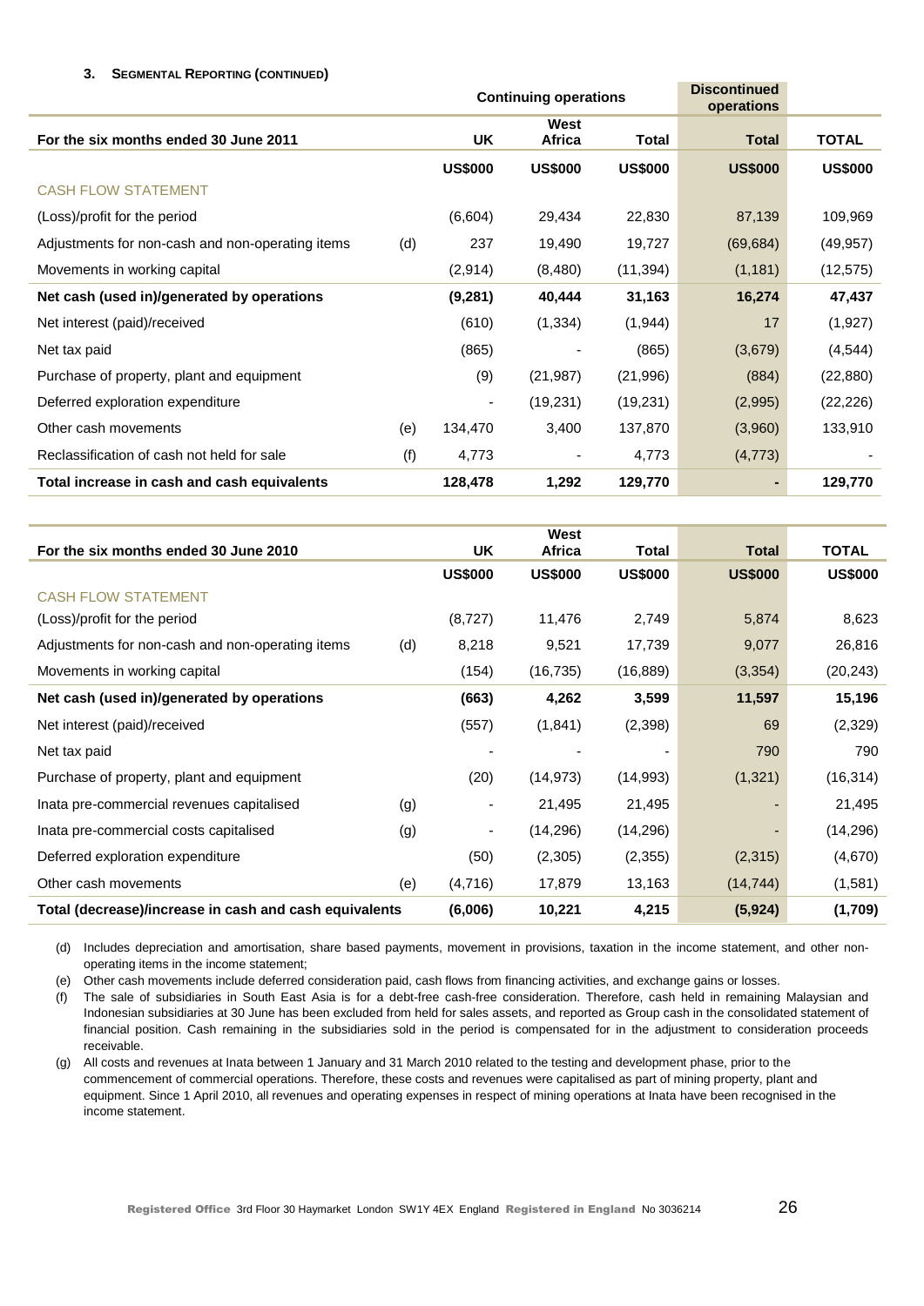**3. SEGMENTAL REPORTING (CONTINUED)**

| For the six months ended 30 June 2011 | | Continuing operations | | | Discontinued operations | |
|---|---|---|---|---|---|---|
| | | UK | West Africa | Total | Total | TOTAL |
| | | US$000 | US$000 | US$000 | US$000 | US$000 |
| CASH FLOW STATEMENT | | | | | | |
| (Loss)/profit for the period | | (6,604) | 29,434 | 22,830 | 87,139 | 109,969 |
| Adjustments for non-cash and non-operating items | (d) | 237 | 19,490 | 19,727 | (69,684) | (49,957) |
| Movements in working capital | | (2,914) | (8,480) | (11,394) | (1,181) | (12,575) |
| **Net cash (used in)/generated by operations** | | **(9,281)** | **40,444** | **31,163** | **16,274** | **47,437** |
| Net interest (paid)/received | | (610) | (1,334) | (1,944) | 17 | (1,927) |
| Net tax paid | | (865) | - | (865) | (3,679) | (4,544) |
| Purchase of property, plant and equipment | | (9) | (21,987) | (21,996) | (884) | (22,880) |
| Deferred exploration expenditure | | - | (19,231) | (19,231) | (2,995) | (22,226) |
| Other cash movements | (e) | 134,470 | 3,400 | 137,870 | (3,960) | 133,910 |
| Reclassification of cash not held for sale | (f) | 4,773 | - | 4,773 | (4,773) | - |
| **Total increase in cash and cash equivalents** | | **128,478** | **1,292** | **129,770** | **-** | **129,770** |

| For the six months ended 30 June 2010 | | UK | West Africa | Total | Total | TOTAL |
|---|---|---|---|---|---|---|
| | | US$000 | US$000 | US$000 | US$000 | US$000 |
| CASH FLOW STATEMENT | | | | | | |
| (Loss)/profit for the period | | (8,727) | 11,476 | 2,749 | 5,874 | 8,623 |
| Adjustments for non-cash and non-operating items | (d) | 8,218 | 9,521 | 17,739 | 9,077 | 26,816 |
| Movements in working capital | | (154) | (16,735) | (16,889) | (3,354) | (20,243) |
| **Net cash (used in)/generated by operations** | | **(663)** | **4,262** | **3,599** | **11,597** | **15,196** |
| Net interest (paid)/received | | (557) | (1,841) | (2,398) | 69 | (2,329) |
| Net tax paid | | - | - | - | 790 | 790 |
| Purchase of property, plant and equipment | | (20) | (14,973) | (14,993) | (1,321) | (16,314) |
| Inata pre-commercial revenues capitalised | (g) | - | 21,495 | 21,495 | - | 21,495 |
| Inata pre-commercial costs capitalised | (g) | - | (14,296) | (14,296) | - | (14,296) |
| Deferred exploration expenditure | | (50) | (2,305) | (2,355) | (2,315) | (4,670) |
| Other cash movements | (e) | (4,716) | 17,879 | 13,163 | (14,744) | (1,581) |
| **Total (decrease)/increase in cash and cash equivalents** | | **(6,006)** | **10,221** | **4,215** | **(5,924)** | **(1,709)** |

(d) Includes depreciation and amortisation, share based payments, movement in provisions, taxation in the income statement, and other non-operating items in the income statement;

(e) Other cash movements include deferred consideration paid, cash flows from financing activities, and exchange gains or losses.

(f) The sale of subsidiaries in South East Asia is for a debt-free cash-free consideration. Therefore, cash held in remaining Malaysian and Indonesian subsidiaries at 30 June has been excluded from held for sales assets, and reported as Group cash in the consolidated statement of financial position. Cash remaining in the subsidiaries sold in the period is compensated for in the adjustment to consideration proceeds receivable.

(g) All costs and revenues at Inata between 1 January and 31 March 2010 related to the testing and development phase, prior to the commencement of commercial operations. Therefore, these costs and revenues were capitalised as part of mining property, plant and equipment. Since 1 April 2010, all revenues and operating expenses in respect of mining operations at Inata have been recognised in the income statement.

Registered Office 3rd Floor 30 Haymarket London SW1Y 4EX England Registered in England No 3036214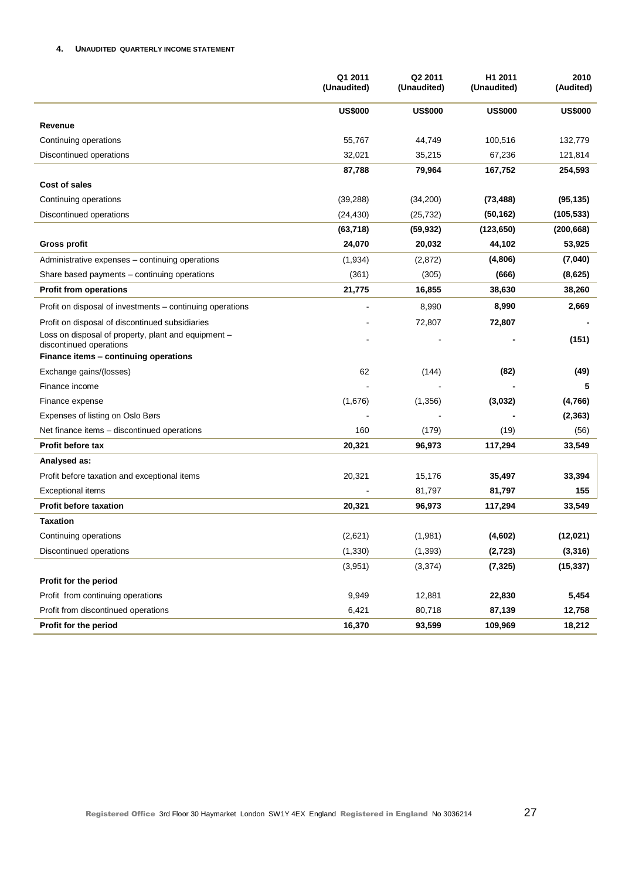### 4. UNAUDITED QUARTERLY INCOME STATEMENT

| | Q1 2011 (Unaudited) | Q2 2011 (Unaudited) | H1 2011 (Unaudited) | 2010 (Audited) |
|---|---|---|---|---|
| | **US$000** | **US$000** | **US$000** | **US$000** |
| **Revenue** | | | | |
| Continuing operations | 55,767 | 44,749 | 100,516 | 132,779 |
| Discontinued operations | 32,021 | 35,215 | 67,236 | 121,814 |
| | **87,788** | **79,964** | **167,752** | **254,593** |
| **Cost of sales** | | | | |
| Continuing operations | (39,288) | (34,200) | **(73,488)** | **(95,135)** |
| Discontinued operations | (24,430) | (25,732) | **(50,162)** | **(105,533)** |
| | **(63,718)** | **(59,932)** | **(123,650)** | **(200,668)** |
| **Gross profit** | **24,070** | **20,032** | **44,102** | **53,925** |
| Administrative expenses – continuing operations | (1,934) | (2,872) | **(4,806)** | **(7,040)** |
| Share based payments – continuing operations | (361) | (305) | **(666)** | **(8,625)** |
| **Profit from operations** | **21,775** | **16,855** | **38,630** | **38,260** |
| Profit on disposal of investments – continuing operations | - | 8,990 | **8,990** | **2,669** |
| Profit on disposal of discontinued subsidiaries | - | 72,807 | **72,807** | **-** |
| Loss on disposal of property, plant and equipment – discontinued operations | - | - | **-** | **(151)** |
| **Finance items – continuing operations** | | | | |
| Exchange gains/(losses) | 62 | (144) | **(82)** | **(49)** |
| Finance income | - | - | **-** | **5** |
| Finance expense | (1,676) | (1,356) | **(3,032)** | **(4,766)** |
| Expenses of listing on Oslo Børs | - | - | **-** | **(2,363)** |
| Net finance items – discontinued operations | 160 | (179) | (19) | (56) |
| **Profit before tax** | **20,321** | **96,973** | **117,294** | **33,549** |
| **Analysed as:** | | | | |
| Profit before taxation and exceptional items | 20,321 | 15,176 | **35,497** | **33,394** |
| Exceptional items | - | 81,797 | **81,797** | **155** |
| **Profit before taxation** | **20,321** | **96,973** | **117,294** | **33,549** |
| **Taxation** | | | | |
| Continuing operations | (2,621) | (1,981) | **(4,602)** | **(12,021)** |
| Discontinued operations | (1,330) | (1,393) | **(2,723)** | **(3,316)** |
| | (3,951) | (3,374) | **(7,325)** | **(15,337)** |
| **Profit for the period** | | | | |
| Profit from continuing operations | 9,949 | 12,881 | **22,830** | **5,454** |
| Profit from discontinued operations | 6,421 | 80,718 | **87,139** | **12,758** |
| **Profit for the period** | **16,370** | **93,599** | **109,969** | **18,212** |

**Registered Office** 3rd Floor 30 Haymarket London SW1Y 4EX England **Registered in England** No 3036214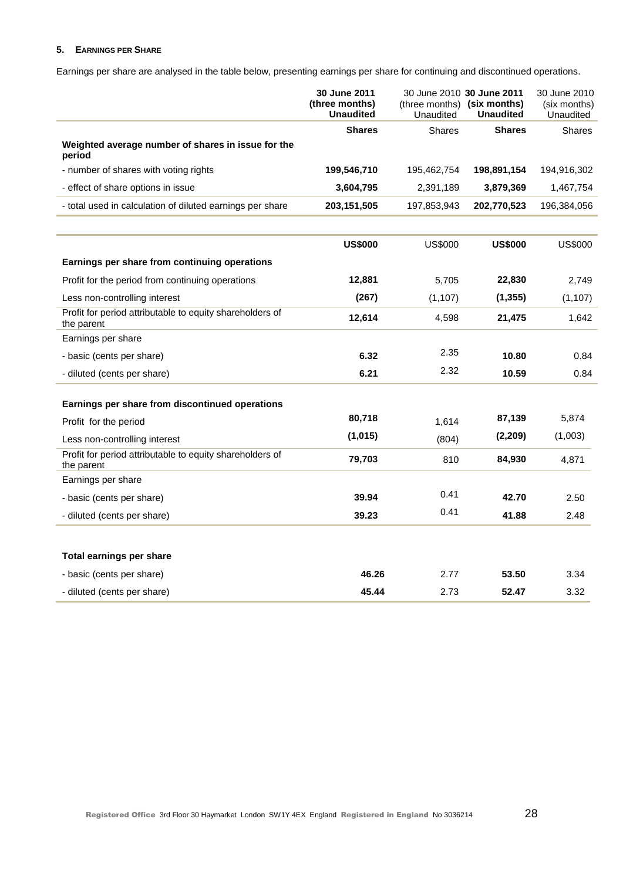### 5. EARNINGS PER SHARE

Earnings per share are analysed in the table below, presenting earnings per share for continuing and discontinued operations.

| | **30 June 2011 (three months) Unaudited** | 30 June 2010 (three months) Unaudited | **30 June 2011 (six months) Unaudited** | 30 June 2010 (six months) Unaudited |
|---|---|---|---|---|
| | **Shares** | Shares | **Shares** | Shares |
| **Weighted average number of shares in issue for the period** | | | | |
| - number of shares with voting rights | **199,546,710** | 195,462,754 | **198,891,154** | 194,916,302 |
| - effect of share options in issue | **3,604,795** | 2,391,189 | **3,879,369** | 1,467,754 |
| - total used in calculation of diluted earnings per share | **203,151,505** | 197,853,943 | **202,770,523** | 196,384,056 |

| | **US$000** | US$000 | **US$000** | US$000 |
|---|---|---|---|---|
| **Earnings per share from continuing operations** | | | | |
| Profit for the period from continuing operations | **12,881** | 5,705 | **22,830** | 2,749 |
| Less non-controlling interest | **(267)** | (1,107) | **(1,355)** | (1,107) |
| Profit for period attributable to equity shareholders of the parent | **12,614** | 4,598 | **21,475** | 1,642 |
| Earnings per share | | | | |
| - basic (cents per share) | **6.32** | 2.35 | **10.80** | 0.84 |
| - diluted (cents per share) | **6.21** | 2.32 | **10.59** | 0.84 |
| **Earnings per share from discontinued operations** | | | | |
| Profit for the period | **80,718** | 1,614 | **87,139** | 5,874 |
| Less non-controlling interest | **(1,015)** | (804) | **(2,209)** | (1,003) |
| Profit for period attributable to equity shareholders of the parent | **79,703** | 810 | **84,930** | 4,871 |
| Earnings per share | | | | |
| - basic (cents per share) | **39.94** | 0.41 | **42.70** | 2.50 |
| - diluted (cents per share) | **39.23** | 0.41 | **41.88** | 2.48 |
| **Total earnings per share** | | | | |
| - basic (cents per share) | **46.26** | 2.77 | **53.50** | 3.34 |
| - diluted (cents per share) | **45.44** | 2.73 | **52.47** | 3.32 |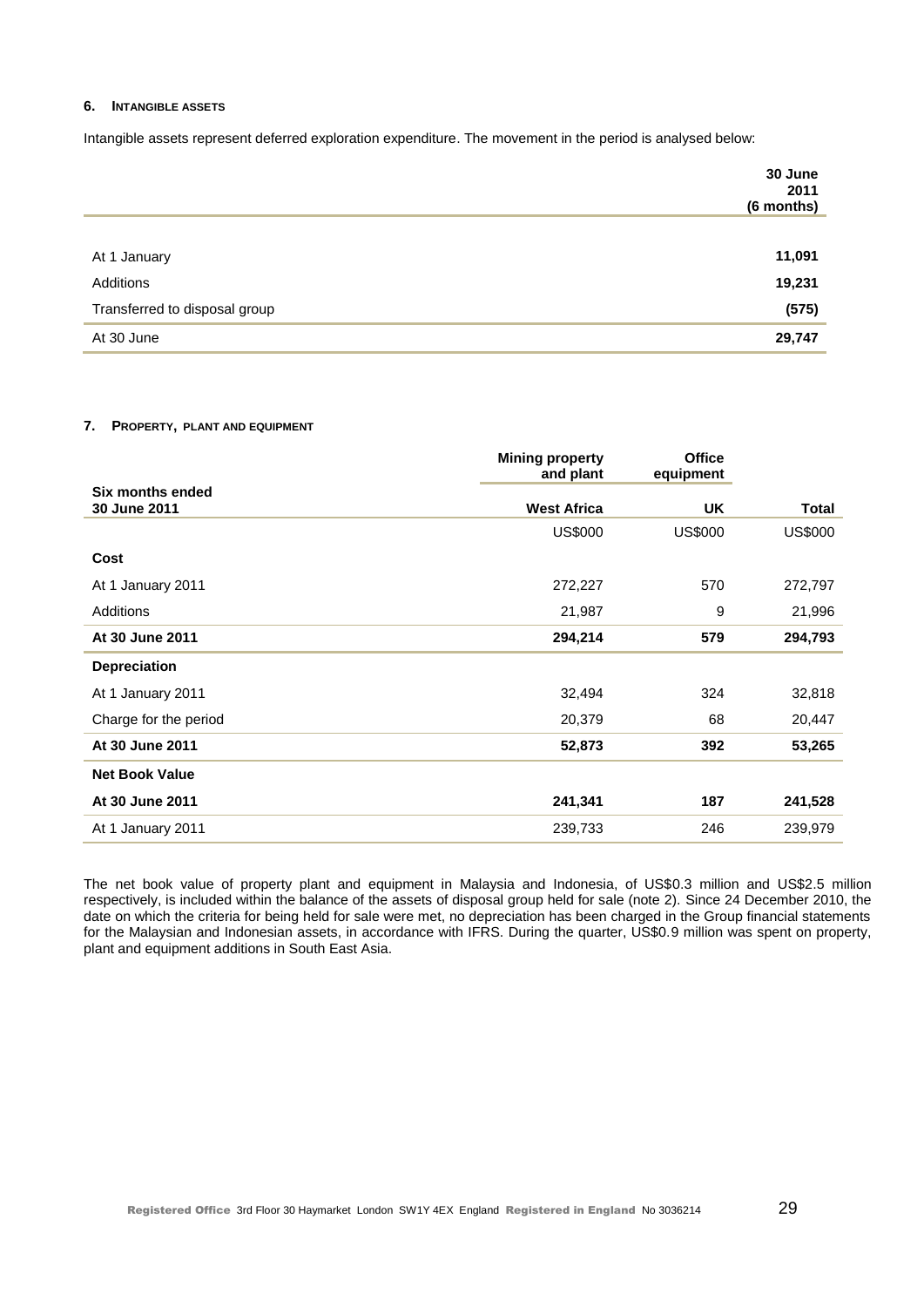## 6. Intangible assets

Intangible assets represent deferred exploration expenditure. The movement in the period is analysed below:

| | 30 June 2011 (6 months) |
|---|---|
| At 1 January | **11,091** |
| Additions | **19,231** |
| Transferred to disposal group | **(575)** |
| At 30 June | **29,747** |

## 7. Property, plant and equipment

| | Mining property and plant | Office equipment | |
|---|---|---|---|
| **Six months ended 30 June 2011** | **West Africa** | **UK** | **Total** |
| | US$000 | US$000 | US$000 |
| **Cost** | | | |
| At 1 January 2011 | 272,227 | 570 | 272,797 |
| Additions | 21,987 | 9 | 21,996 |
| **At 30 June 2011** | **294,214** | **579** | **294,793** |
| **Depreciation** | | | |
| At 1 January 2011 | 32,494 | 324 | 32,818 |
| Charge for the period | 20,379 | 68 | 20,447 |
| **At 30 June 2011** | **52,873** | **392** | **53,265** |
| **Net Book Value** | | | |
| **At 30 June 2011** | **241,341** | **187** | **241,528** |
| At 1 January 2011 | 239,733 | 246 | 239,979 |

The net book value of property plant and equipment in Malaysia and Indonesia, of US$0.3 million and US$2.5 million respectively, is included within the balance of the assets of disposal group held for sale (note 2). Since 24 December 2010, the date on which the criteria for being held for sale were met, no depreciation has been charged in the Group financial statements for the Malaysian and Indonesian assets, in accordance with IFRS. During the quarter, US$0.9 million was spent on property, plant and equipment additions in South East Asia.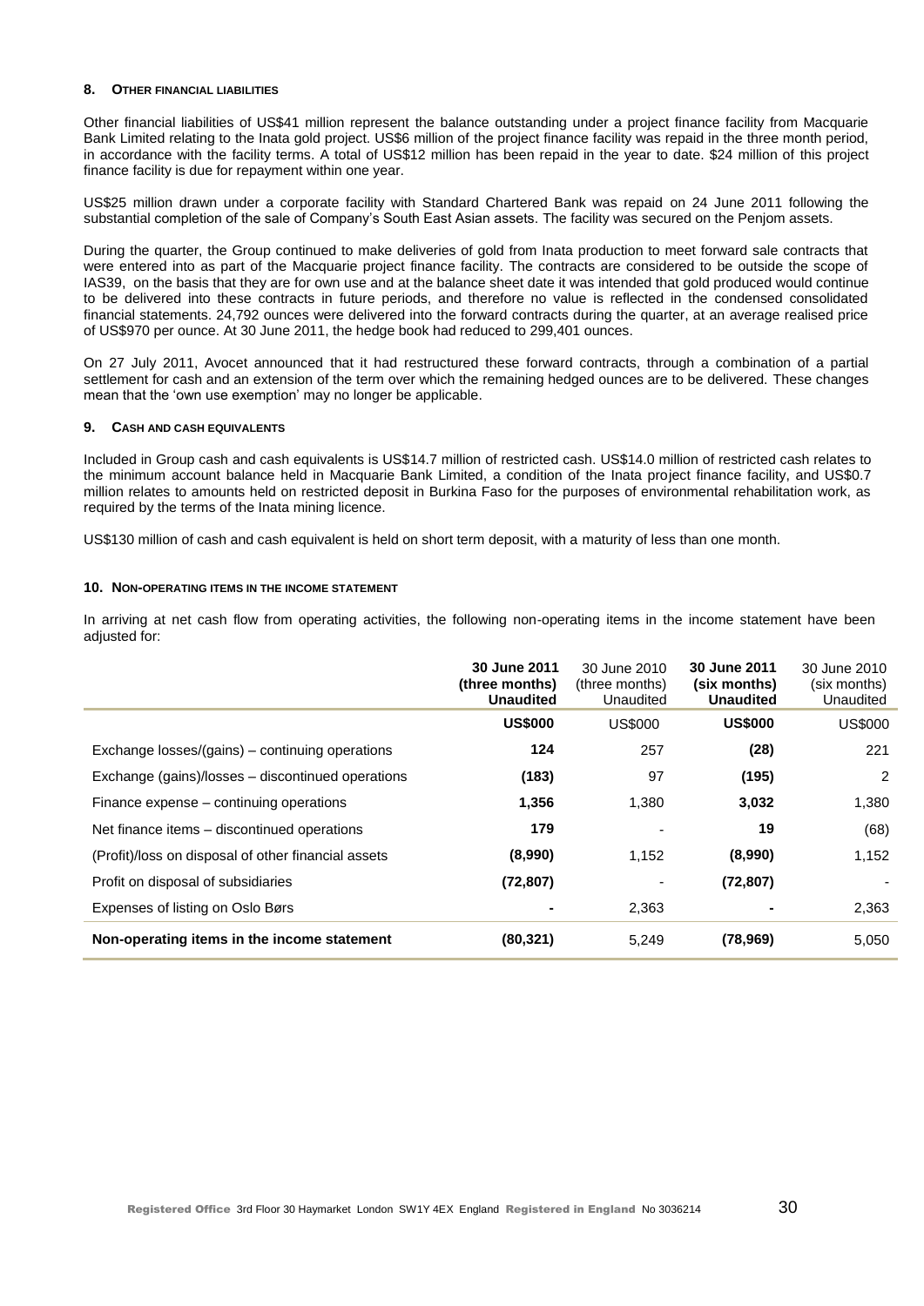## 8. OTHER FINANCIAL LIABILITIES

Other financial liabilities of US$41 million represent the balance outstanding under a project finance facility from Macquarie Bank Limited relating to the Inata gold project. US$6 million of the project finance facility was repaid in the three month period, in accordance with the facility terms. A total of US$12 million has been repaid in the year to date. $24 million of this project finance facility is due for repayment within one year.

US$25 million drawn under a corporate facility with Standard Chartered Bank was repaid on 24 June 2011 following the substantial completion of the sale of Company's South East Asian assets. The facility was secured on the Penjom assets.

During the quarter, the Group continued to make deliveries of gold from Inata production to meet forward sale contracts that were entered into as part of the Macquarie project finance facility. The contracts are considered to be outside the scope of IAS39, on the basis that they are for own use and at the balance sheet date it was intended that gold produced would continue to be delivered into these contracts in future periods, and therefore no value is reflected in the condensed consolidated financial statements. 24,792 ounces were delivered into the forward contracts during the quarter, at an average realised price of US$970 per ounce. At 30 June 2011, the hedge book had reduced to 299,401 ounces.

On 27 July 2011, Avocet announced that it had restructured these forward contracts, through a combination of a partial settlement for cash and an extension of the term over which the remaining hedged ounces are to be delivered. These changes mean that the 'own use exemption' may no longer be applicable.

## 9. CASH AND CASH EQUIVALENTS

Included in Group cash and cash equivalents is US$14.7 million of restricted cash. US$14.0 million of restricted cash relates to the minimum account balance held in Macquarie Bank Limited, a condition of the Inata project finance facility, and US$0.7 million relates to amounts held on restricted deposit in Burkina Faso for the purposes of environmental rehabilitation work, as required by the terms of the Inata mining licence.

US$130 million of cash and cash equivalent is held on short term deposit, with a maturity of less than one month.

## 10. NON-OPERATING ITEMS IN THE INCOME STATEMENT

In arriving at net cash flow from operating activities, the following non-operating items in the income statement have been adjusted for:

| | **30 June 2011 (three months) Unaudited** | 30 June 2010 (three months) Unaudited | **30 June 2011 (six months) Unaudited** | 30 June 2010 (six months) Unaudited |
|---|---|---|---|---|
| | **US$000** | US$000 | **US$000** | US$000 |
| Exchange losses/(gains) – continuing operations | **124** | 257 | **(28)** | 221 |
| Exchange (gains)/losses – discontinued operations | **(183)** | 97 | **(195)** | 2 |
| Finance expense – continuing operations | **1,356** | 1,380 | **3,032** | 1,380 |
| Net finance items – discontinued operations | **179** | - | **19** | (68) |
| (Profit)/loss on disposal of other financial assets | **(8,990)** | 1,152 | **(8,990)** | 1,152 |
| Profit on disposal of subsidiaries | **(72,807)** | - | **(72,807)** | - |
| Expenses of listing on Oslo Børs | **-** | 2,363 | **-** | 2,363 |
| **Non-operating items in the income statement** | **(80,321)** | 5,249 | **(78,969)** | 5,050 |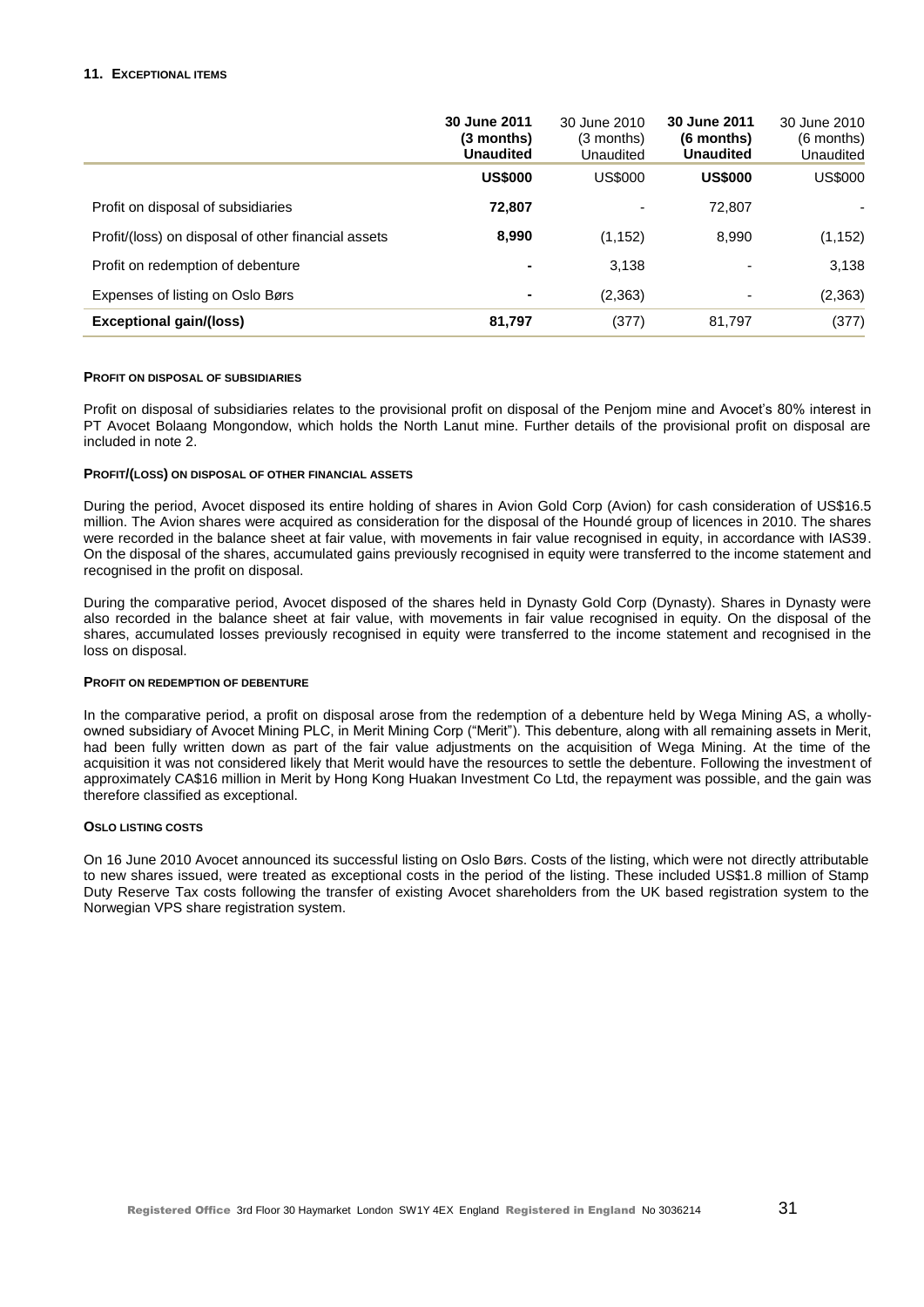## 11. EXCEPTIONAL ITEMS

| | **30 June 2011 (3 months) Unaudited** | 30 June 2010 (3 months) Unaudited | **30 June 2011 (6 months) Unaudited** | 30 June 2010 (6 months) Unaudited |
|---|---|---|---|---|
| | **US$000** | US$000 | **US$000** | US$000 |
| Profit on disposal of subsidiaries | **72,807** | - | 72,807 | - |
| Profit/(loss) on disposal of other financial assets | **8,990** | (1,152) | 8,990 | (1,152) |
| Profit on redemption of debenture | **-** | 3,138 | - | 3,138 |
| Expenses of listing on Oslo Børs | **-** | (2,363) | - | (2,363) |
| **Exceptional gain/(loss)** | **81,797** | (377) | 81,797 | (377) |

### PROFIT ON DISPOSAL OF SUBSIDIARIES

Profit on disposal of subsidiaries relates to the provisional profit on disposal of the Penjom mine and Avocet's 80% interest in PT Avocet Bolaang Mongondow, which holds the North Lanut mine. Further details of the provisional profit on disposal are included in note 2.

### PROFIT/(LOSS) ON DISPOSAL OF OTHER FINANCIAL ASSETS

During the period, Avocet disposed its entire holding of shares in Avion Gold Corp (Avion) for cash consideration of US$16.5 million. The Avion shares were acquired as consideration for the disposal of the Houndé group of licences in 2010. The shares were recorded in the balance sheet at fair value, with movements in fair value recognised in equity, in accordance with IAS39. On the disposal of the shares, accumulated gains previously recognised in equity were transferred to the income statement and recognised in the profit on disposal.

During the comparative period, Avocet disposed of the shares held in Dynasty Gold Corp (Dynasty). Shares in Dynasty were also recorded in the balance sheet at fair value, with movements in fair value recognised in equity. On the disposal of the shares, accumulated losses previously recognised in equity were transferred to the income statement and recognised in the loss on disposal.

### PROFIT ON REDEMPTION OF DEBENTURE

In the comparative period, a profit on disposal arose from the redemption of a debenture held by Wega Mining AS, a wholly-owned subsidiary of Avocet Mining PLC, in Merit Mining Corp ("Merit"). This debenture, along with all remaining assets in Merit, had been fully written down as part of the fair value adjustments on the acquisition of Wega Mining. At the time of the acquisition it was not considered likely that Merit would have the resources to settle the debenture. Following the investment of approximately CA$16 million in Merit by Hong Kong Huakan Investment Co Ltd, the repayment was possible, and the gain was therefore classified as exceptional.

### OSLO LISTING COSTS

On 16 June 2010 Avocet announced its successful listing on Oslo Børs. Costs of the listing, which were not directly attributable to new shares issued, were treated as exceptional costs in the period of the listing. These included US$1.8 million of Stamp Duty Reserve Tax costs following the transfer of existing Avocet shareholders from the UK based registration system to the Norwegian VPS share registration system.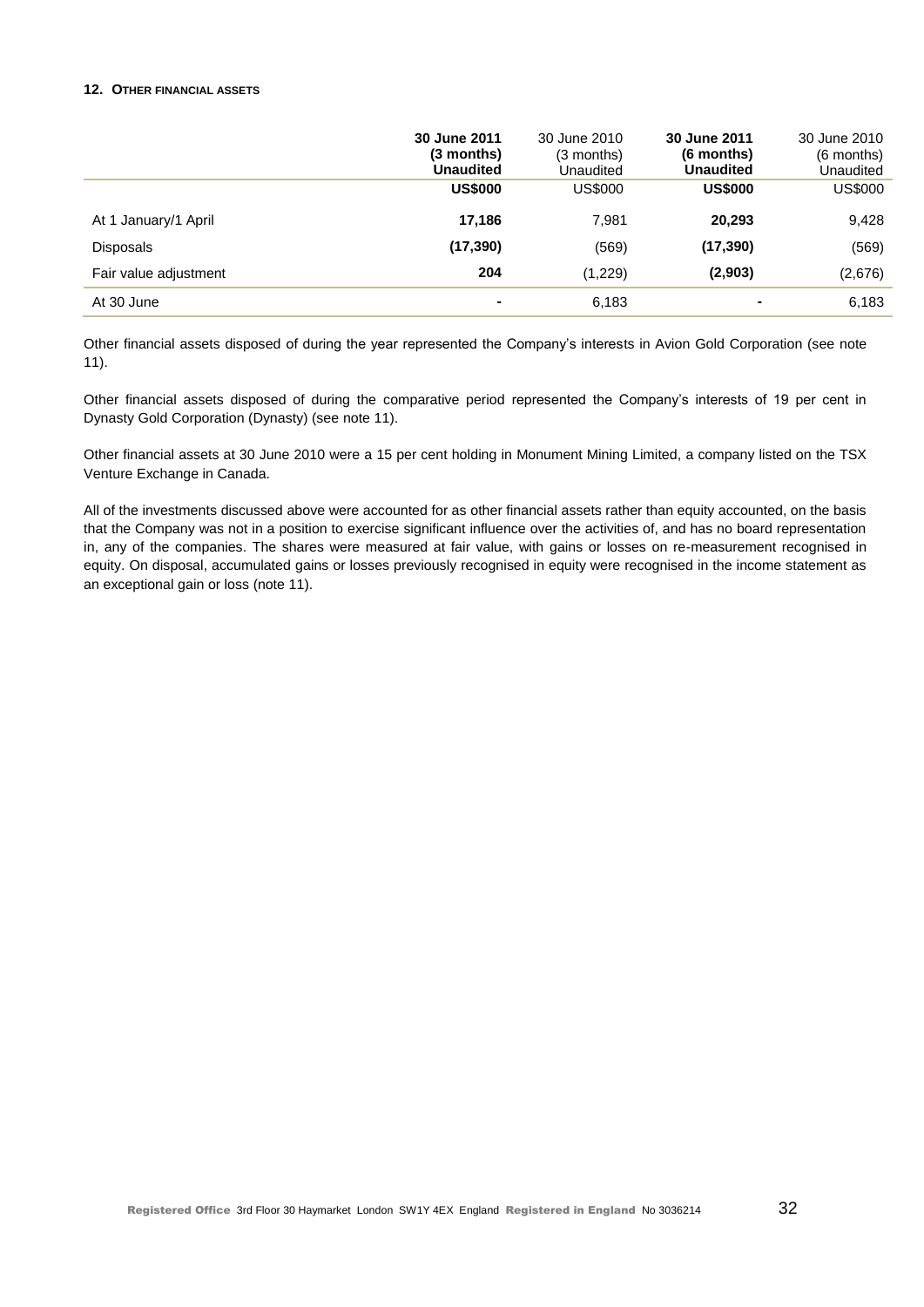**12. OTHER FINANCIAL ASSETS**

| | **30 June 2011 (3 months) Unaudited** | 30 June 2010 (3 months) Unaudited | **30 June 2011 (6 months) Unaudited** | 30 June 2010 (6 months) Unaudited |
|---|---|---|---|---|
| | **US$000** | US$000 | **US$000** | US$000 |
| At 1 January/1 April | **17,186** | 7,981 | **20,293** | 9,428 |
| Disposals | **(17,390)** | (569) | **(17,390)** | (569) |
| Fair value adjustment | **204** | (1,229) | **(2,903)** | (2,676) |
| At 30 June | **-** | 6,183 | **-** | 6,183 |

Other financial assets disposed of during the year represented the Company's interests in Avion Gold Corporation (see note 11).

Other financial assets disposed of during the comparative period represented the Company's interests of 19 per cent in Dynasty Gold Corporation (Dynasty) (see note 11).

Other financial assets at 30 June 2010 were a 15 per cent holding in Monument Mining Limited, a company listed on the TSX Venture Exchange in Canada.

All of the investments discussed above were accounted for as other financial assets rather than equity accounted, on the basis that the Company was not in a position to exercise significant influence over the activities of, and has no board representation in, any of the companies. The shares were measured at fair value, with gains or losses on re-measurement recognised in equity. On disposal, accumulated gains or losses previously recognised in equity were recognised in the income statement as an exceptional gain or loss (note 11).